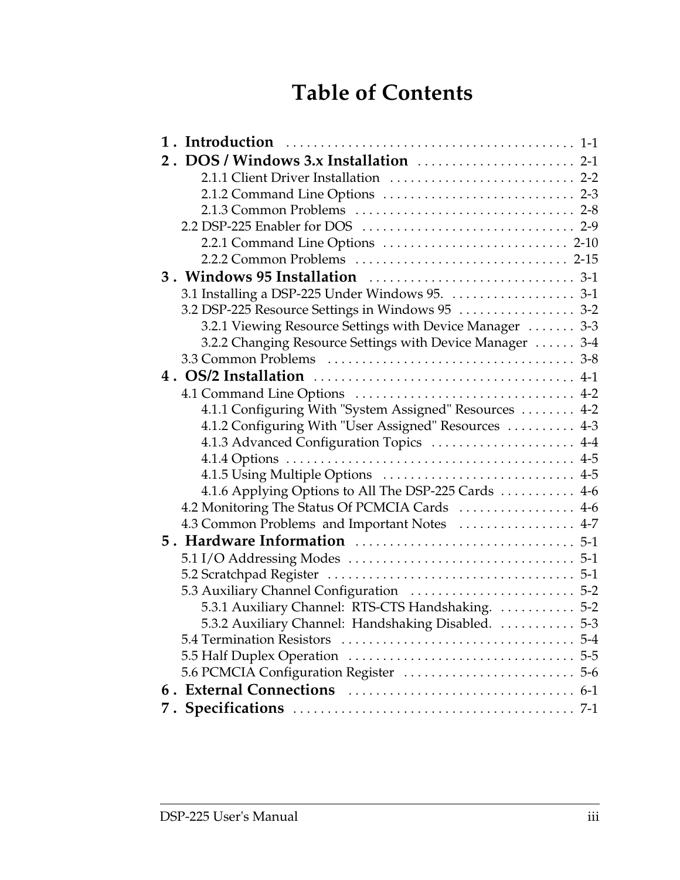# Table of Contents

**1 . Introduction** . . . . . . . . . . . . . . . . . . . . . . . . . . . . . . . . . . . . . . . . 1-1

**2 . DOS / Windows 3.x Installation** . . . . . . . . . . . . . . . . . . . . . . . 2-1

- 2.1.1 Client Driver Installation . . . . . . . . . . . . . . . . . . . . . . . . . . . 2-2
- 2.1.2 Command Line Options . . . . . . . . . . . . . . . . . . . . . . . . . . . . 2-3
- 2.1.3 Common Problems . . . . . . . . . . . . . . . . . . . . . . . . . . . . . . . . 2-8

2.2 DSP-225 Enabler for DOS . . . . . . . . . . . . . . . . . . . . . . . . . . . . . . . 2-9

- 2.2.1 Command Line Options . . . . . . . . . . . . . . . . . . . . . . . . . . . 2-10
- 2.2.2 Common Problems . . . . . . . . . . . . . . . . . . . . . . . . . . . . . . . 2-15

**3 . Windows 95 Installation** . . . . . . . . . . . . . . . . . . . . . . . . . . . . . 3-1

3.1 Installing a DSP-225 Under Windows 95. . . . . . . . . . . . . . . . . . . 3-1

3.2 DSP-225 Resource Settings in Windows 95 . . . . . . . . . . . . . . . . . 3-2

- 3.2.1 Viewing Resource Settings with Device Manager . . . . . . . 3-3
- 3.2.2 Changing Resource Settings with Device Manager . . . . . . 3-4

3.3 Common Problems . . . . . . . . . . . . . . . . . . . . . . . . . . . . . . . . . . . . 3-8

**4 . OS/2 Installation** . . . . . . . . . . . . . . . . . . . . . . . . . . . . . . . . . . . . . 4-1

4.1 Command Line Options . . . . . . . . . . . . . . . . . . . . . . . . . . . . . . . . 4-2

- 4.1.1 Configuring With "System Assigned" Resources . . . . . . . . 4-2
- 4.1.2 Configuring With "User Assigned" Resources . . . . . . . . . . 4-3
- 4.1.3 Advanced Configuration Topics . . . . . . . . . . . . . . . . . . . . . 4-4
- 4.1.4 Options . . . . . . . . . . . . . . . . . . . . . . . . . . . . . . . . . . . . . . . . . . 4-5
- 4.1.5 Using Multiple Options . . . . . . . . . . . . . . . . . . . . . . . . . . . . 4-5
- 4.1.6 Applying Options to All The DSP-225 Cards . . . . . . . . . . . 4-6

4.2 Monitoring The Status Of PCMCIA Cards . . . . . . . . . . . . . . . . . 4-6

4.3 Common Problems and Important Notes . . . . . . . . . . . . . . . . . 4-7

**5 . Hardware Information** . . . . . . . . . . . . . . . . . . . . . . . . . . . . . . . 5-1

5.1 I/O Addressing Modes . . . . . . . . . . . . . . . . . . . . . . . . . . . . . . . . . 5-1

5.2 Scratchpad Register . . . . . . . . . . . . . . . . . . . . . . . . . . . . . . . . . . . . 5-1

5.3 Auxiliary Channel Configuration . . . . . . . . . . . . . . . . . . . . . . . . 5-2

- 5.3.1 Auxiliary Channel: RTS-CTS Handshaking. . . . . . . . . . . . 5-2
- 5.3.2 Auxiliary Channel: Handshaking Disabled. . . . . . . . . . . . 5-3

5.4 Termination Resistors . . . . . . . . . . . . . . . . . . . . . . . . . . . . . . . . . . 5-4

5.5 Half Duplex Operation . . . . . . . . . . . . . . . . . . . . . . . . . . . . . . . . . 5-5

5.6 PCMCIA Configuration Register . . . . . . . . . . . . . . . . . . . . . . . . . 5-6

**6 . External Connections** . . . . . . . . . . . . . . . . . . . . . . . . . . . . . . . . . 6-1

**7 . Specifications** . . . . . . . . . . . . . . . . . . . . . . . . . . . . . . . . . . . . . . . . 7-1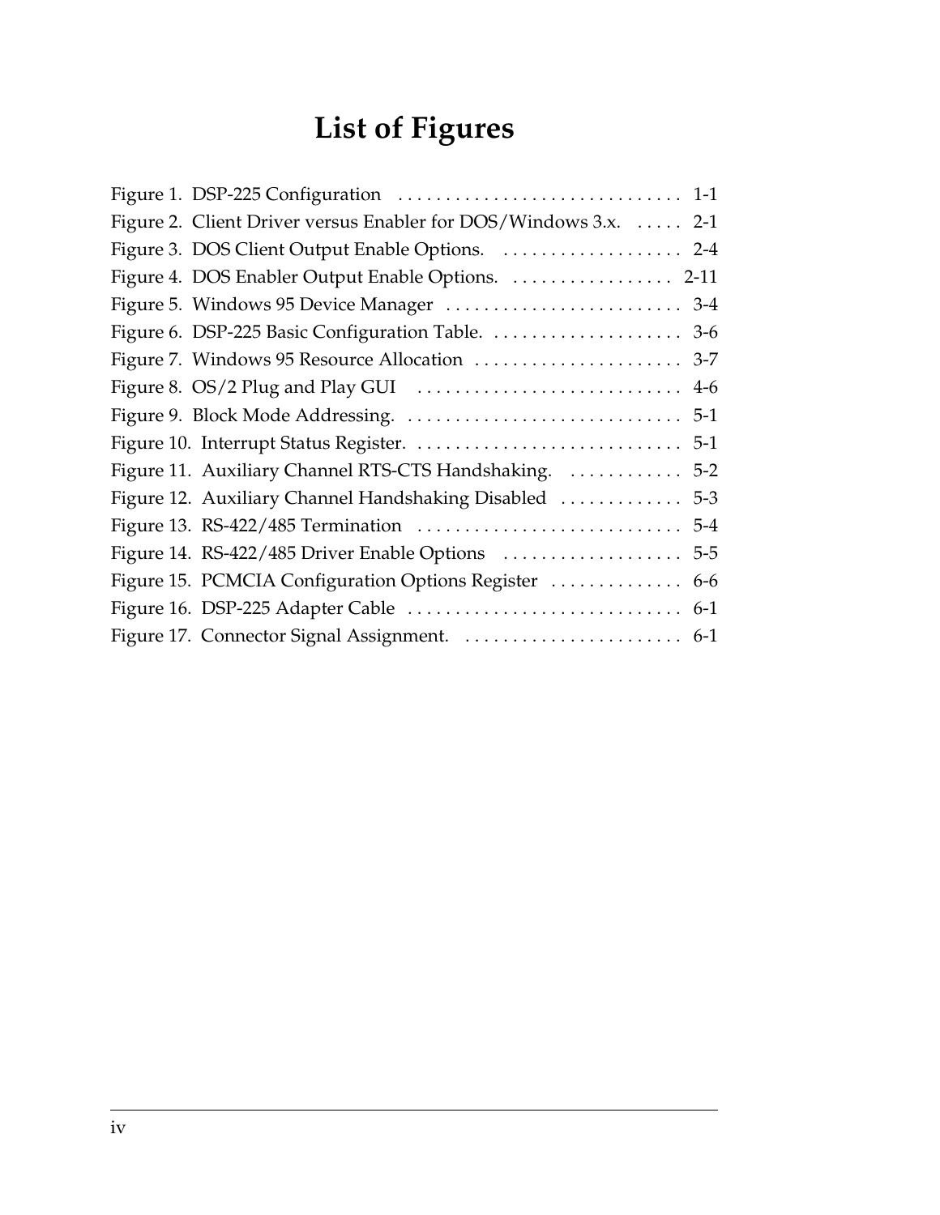# List of Figures

Figure 1. DSP-225 Configuration . . . . . . . . . . . . . . . . . . . . . . . . . . . . . . 1-1
Figure 2. Client Driver versus Enabler for DOS/Windows 3.x. . . . . . 2-1
Figure 3. DOS Client Output Enable Options. . . . . . . . . . . . . . . . . . . . 2-4
Figure 4. DOS Enabler Output Enable Options. . . . . . . . . . . . . . . . . . 2-11
Figure 5. Windows 95 Device Manager . . . . . . . . . . . . . . . . . . . . . . . . . 3-4
Figure 6. DSP-225 Basic Configuration Table. . . . . . . . . . . . . . . . . . . . . 3-6
Figure 7. Windows 95 Resource Allocation . . . . . . . . . . . . . . . . . . . . . . 3-7
Figure 8. OS/2 Plug and Play GUI . . . . . . . . . . . . . . . . . . . . . . . . . . . . 4-6
Figure 9. Block Mode Addressing. . . . . . . . . . . . . . . . . . . . . . . . . . . . . . 5-1
Figure 10. Interrupt Status Register. . . . . . . . . . . . . . . . . . . . . . . . . . . . 5-1
Figure 11. Auxiliary Channel RTS-CTS Handshaking. . . . . . . . . . . . . 5-2
Figure 12. Auxiliary Channel Handshaking Disabled . . . . . . . . . . . . . 5-3
Figure 13. RS-422/485 Termination . . . . . . . . . . . . . . . . . . . . . . . . . . . . 5-4
Figure 14. RS-422/485 Driver Enable Options . . . . . . . . . . . . . . . . . . . 5-5
Figure 15. PCMCIA Configuration Options Register . . . . . . . . . . . . . . 6-6
Figure 16. DSP-225 Adapter Cable . . . . . . . . . . . . . . . . . . . . . . . . . . . . . 6-1
Figure 17. Connector Signal Assignment. . . . . . . . . . . . . . . . . . . . . . . . 6-1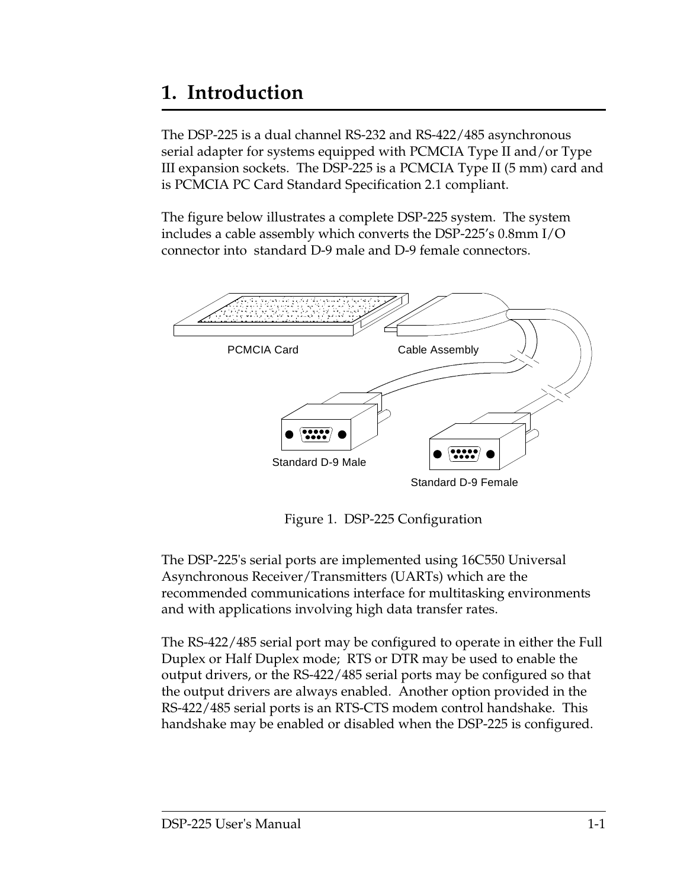# 1. Introduction

The DSP-225 is a dual channel RS-232 and RS-422/485 asynchronous serial adapter for systems equipped with PCMCIA Type II and/or Type III expansion sockets. The DSP-225 is a PCMCIA Type II (5 mm) card and is PCMCIA PC Card Standard Specification 2.1 compliant.

The figure below illustrates a complete DSP-225 system. The system includes a cable assembly which converts the DSP-225's 0.8mm I/O connector into standard D-9 male and D-9 female connectors.

PCMCIA Card

Cable Assembly

Standard D-9 Male

Standard D-9 Female

Figure 1. DSP-225 Configuration

The DSP-225's serial ports are implemented using 16C550 Universal Asynchronous Receiver/Transmitters (UARTs) which are the recommended communications interface for multitasking environments and with applications involving high data transfer rates.

The RS-422/485 serial port may be configured to operate in either the Full Duplex or Half Duplex mode; RTS or DTR may be used to enable the output drivers, or the RS-422/485 serial ports may be configured so that the output drivers are always enabled. Another option provided in the RS-422/485 serial ports is an RTS-CTS modem control handshake. This handshake may be enabled or disabled when the DSP-225 is configured.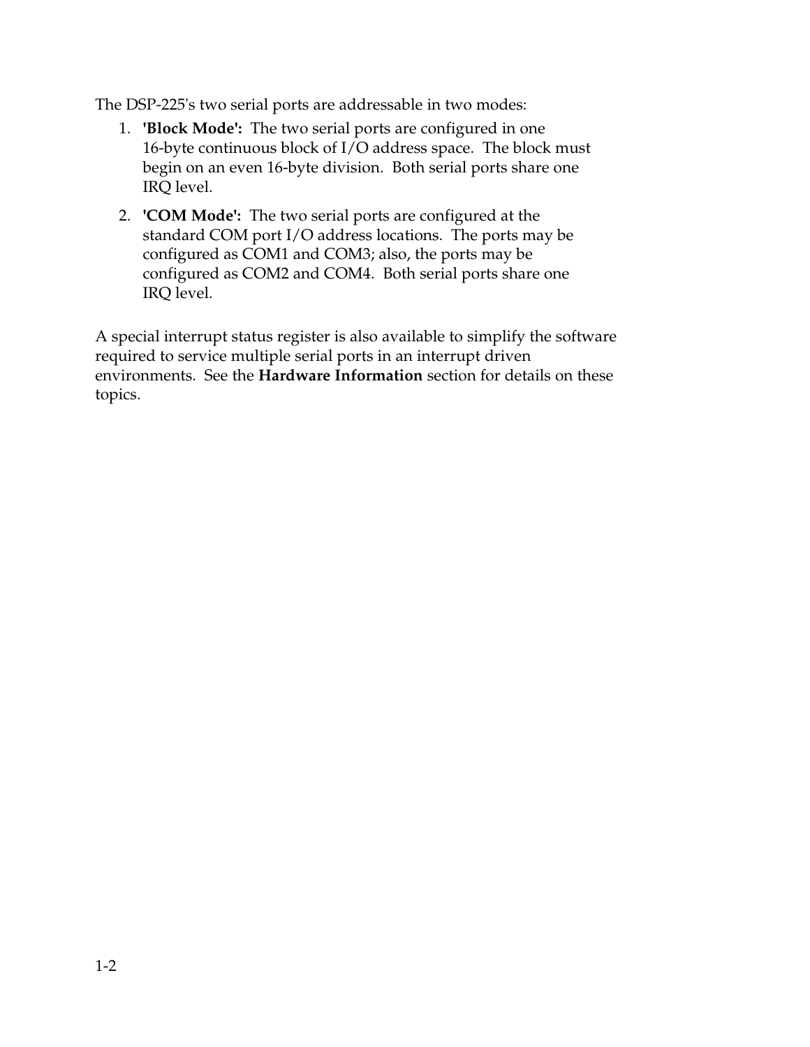The DSP-225's two serial ports are addressable in two modes:

1. **'Block Mode':** The two serial ports are configured in one 16-byte continuous block of I/O address space. The block must begin on an even 16-byte division. Both serial ports share one IRQ level.

2. **'COM Mode':** The two serial ports are configured at the standard COM port I/O address locations. The ports may be configured as COM1 and COM3; also, the ports may be configured as COM2 and COM4. Both serial ports share one IRQ level.

A special interrupt status register is also available to simplify the software required to service multiple serial ports in an interrupt driven environments. See the **Hardware Information** section for details on these topics.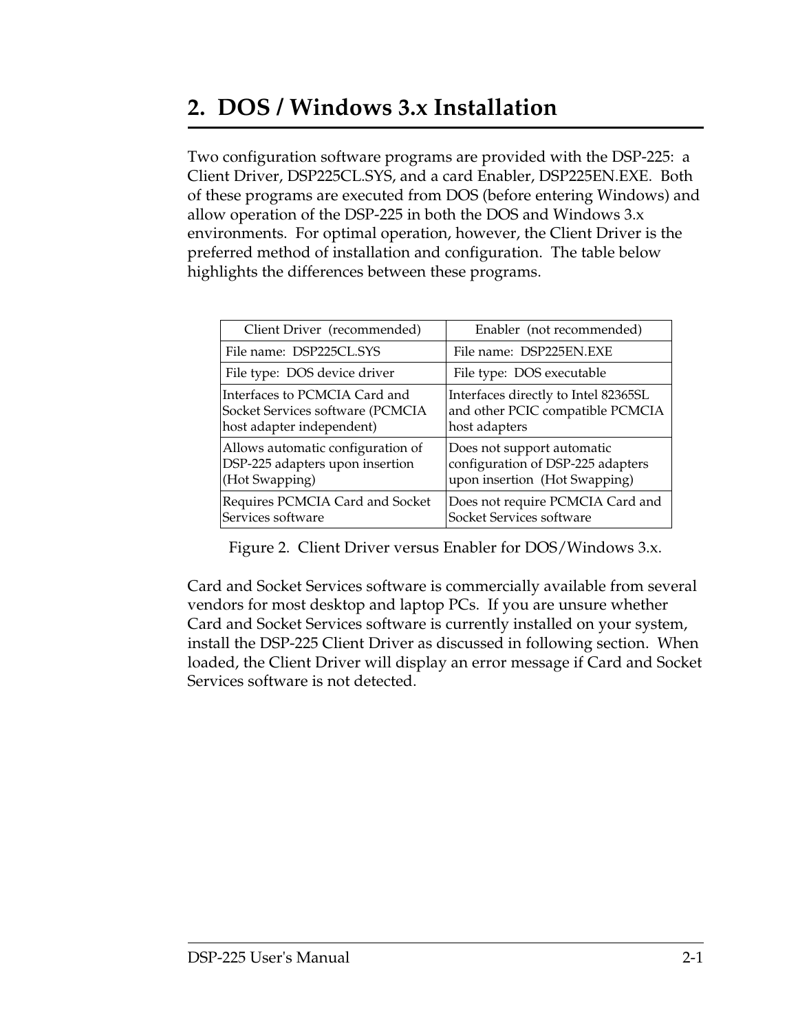# 2. DOS / Windows 3.x Installation

Two configuration software programs are provided with the DSP-225: a Client Driver, DSP225CL.SYS, and a card Enabler, DSP225EN.EXE. Both of these programs are executed from DOS (before entering Windows) and allow operation of the DSP-225 in both the DOS and Windows 3.x environments. For optimal operation, however, the Client Driver is the preferred method of installation and configuration. The table below highlights the differences between these programs.

| Client Driver (recommended) | Enabler (not recommended) |
|---|---|
| File name: DSP225CL.SYS | File name: DSP225EN.EXE |
| File type: DOS device driver | File type: DOS executable |
| Interfaces to PCMCIA Card and Socket Services software (PCMCIA host adapter independent) | Interfaces directly to Intel 82365SL and other PCIC compatible PCMCIA host adapters |
| Allows automatic configuration of DSP-225 adapters upon insertion (Hot Swapping) | Does not support automatic configuration of DSP-225 adapters upon insertion (Hot Swapping) |
| Requires PCMCIA Card and Socket Services software | Does not require PCMCIA Card and Socket Services software |

Figure 2. Client Driver versus Enabler for DOS/Windows 3.x.

Card and Socket Services software is commercially available from several vendors for most desktop and laptop PCs. If you are unsure whether Card and Socket Services software is currently installed on your system, install the DSP-225 Client Driver as discussed in following section. When loaded, the Client Driver will display an error message if Card and Socket Services software is not detected.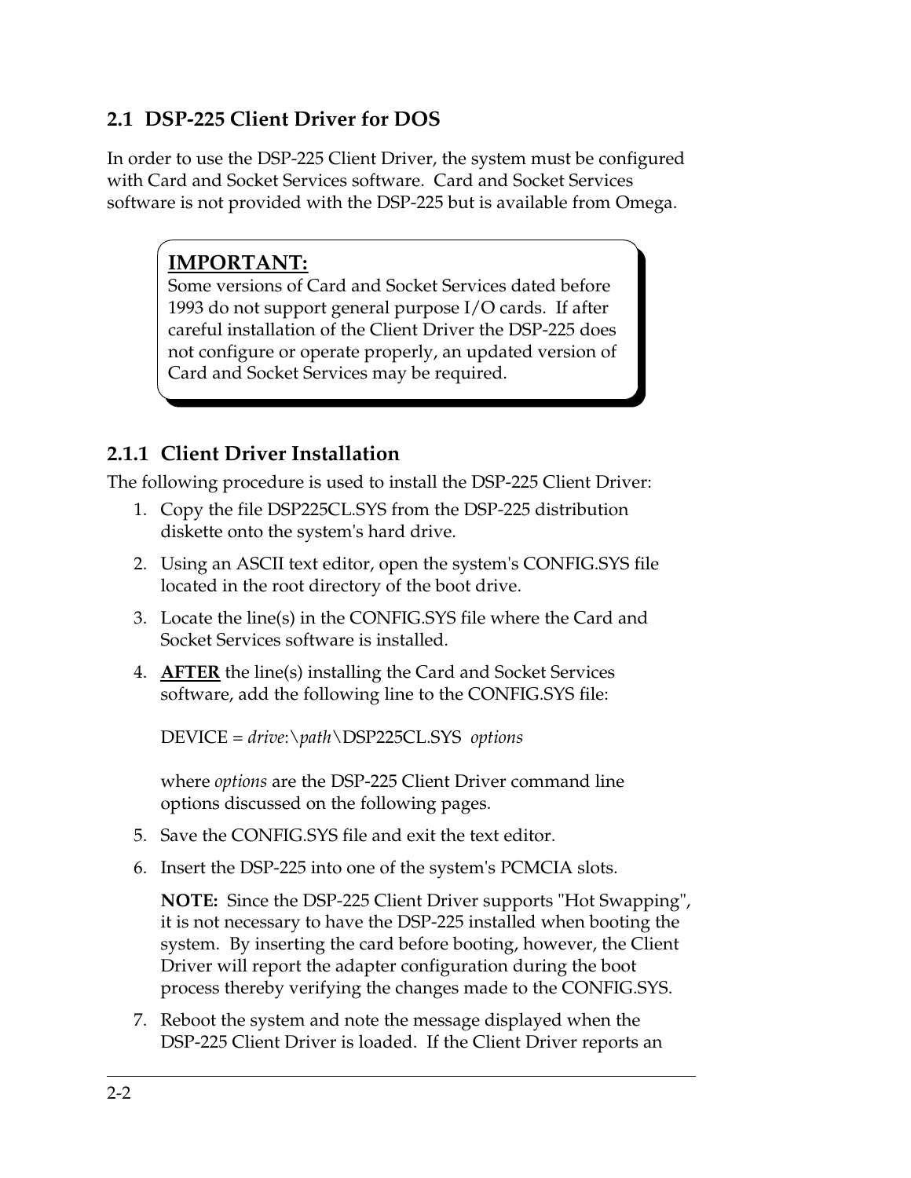## 2.1 DSP-225 Client Driver for DOS

In order to use the DSP-225 Client Driver, the system must be configured with Card and Socket Services software. Card and Socket Services software is not provided with the DSP-225 but is available from Omega.

> **IMPORTANT:**
> Some versions of Card and Socket Services dated before 1993 do not support general purpose I/O cards. If after careful installation of the Client Driver the DSP-225 does not configure or operate properly, an updated version of Card and Socket Services may be required.

### 2.1.1 Client Driver Installation

The following procedure is used to install the DSP-225 Client Driver:

1. Copy the file DSP225CL.SYS from the DSP-225 distribution diskette onto the system's hard drive.
2. Using an ASCII text editor, open the system's CONFIG.SYS file located in the root directory of the boot drive.
3. Locate the line(s) in the CONFIG.SYS file where the Card and Socket Services software is installed.
4. **AFTER** the line(s) installing the Card and Socket Services software, add the following line to the CONFIG.SYS file:

   DEVICE = *drive*:\\*path*\DSP225CL.SYS *options*

   where *options* are the DSP-225 Client Driver command line options discussed on the following pages.
5. Save the CONFIG.SYS file and exit the text editor.
6. Insert the DSP-225 into one of the system's PCMCIA slots.

   **NOTE:** Since the DSP-225 Client Driver supports "Hot Swapping", it is not necessary to have the DSP-225 installed when booting the system. By inserting the card before booting, however, the Client Driver will report the adapter configuration during the boot process thereby verifying the changes made to the CONFIG.SYS.
7. Reboot the system and note the message displayed when the DSP-225 Client Driver is loaded. If the Client Driver reports an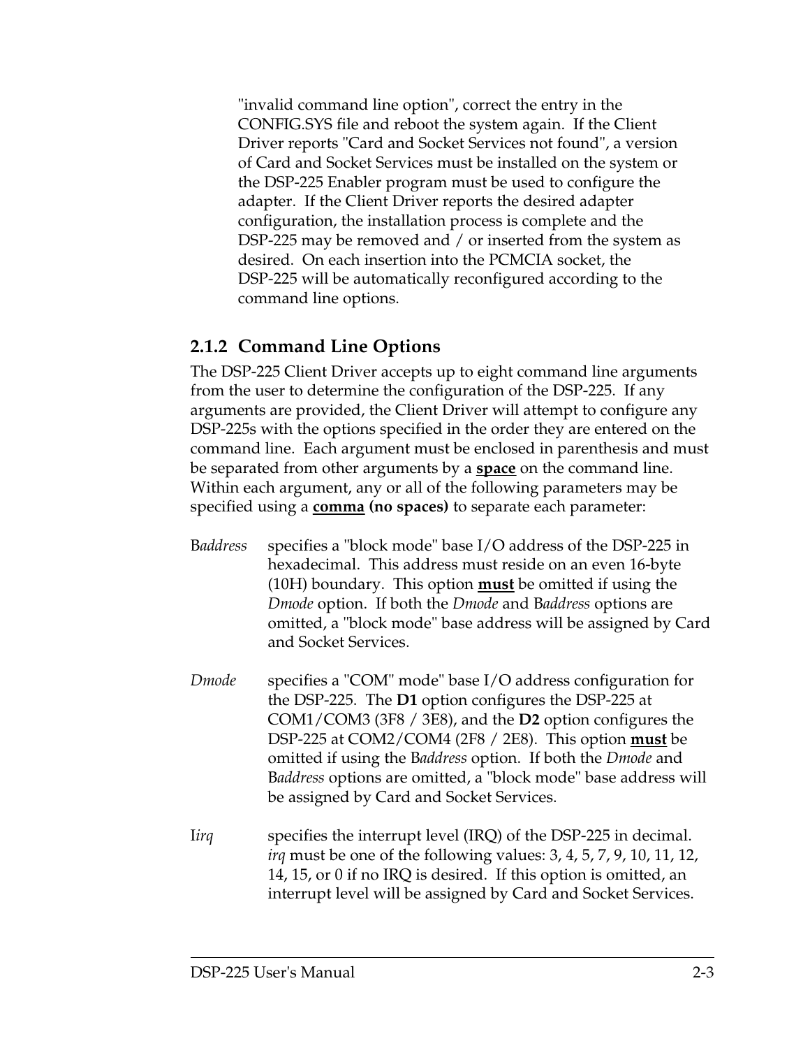"invalid command line option", correct the entry in the CONFIG.SYS file and reboot the system again. If the Client Driver reports "Card and Socket Services not found", a version of Card and Socket Services must be installed on the system or the DSP-225 Enabler program must be used to configure the adapter. If the Client Driver reports the desired adapter configuration, the installation process is complete and the DSP-225 may be removed and / or inserted from the system as desired. On each insertion into the PCMCIA socket, the DSP-225 will be automatically reconfigured according to the command line options.

### 2.1.2 Command Line Options

The DSP-225 Client Driver accepts up to eight command line arguments from the user to determine the configuration of the DSP-225. If any arguments are provided, the Client Driver will attempt to configure any DSP-225s with the options specified in the order they are entered on the command line. Each argument must be enclosed in parenthesis and must be separated from other arguments by a **space** on the command line. Within each argument, any or all of the following parameters may be specified using a **comma (no spaces)** to separate each parameter:

B*address* specifies a "block mode" base I/O address of the DSP-225 in hexadecimal. This address must reside on an even 16-byte (10H) boundary. This option **must** be omitted if using the *Dmode* option. If both the *Dmode* and B*address* options are omitted, a "block mode" base address will be assigned by Card and Socket Services.

*Dmode* specifies a "COM" mode" base I/O address configuration for the DSP-225. The **D1** option configures the DSP-225 at COM1/COM3 (3F8 / 3E8), and the **D2** option configures the DSP-225 at COM2/COM4 (2F8 / 2E8). This option **must** be omitted if using the B*address* option. If both the *Dmode* and B*address* options are omitted, a "block mode" base address will be assigned by Card and Socket Services.

I*irq* specifies the interrupt level (IRQ) of the DSP-225 in decimal. *irq* must be one of the following values: 3, 4, 5, 7, 9, 10, 11, 12, 14, 15, or 0 if no IRQ is desired. If this option is omitted, an interrupt level will be assigned by Card and Socket Services.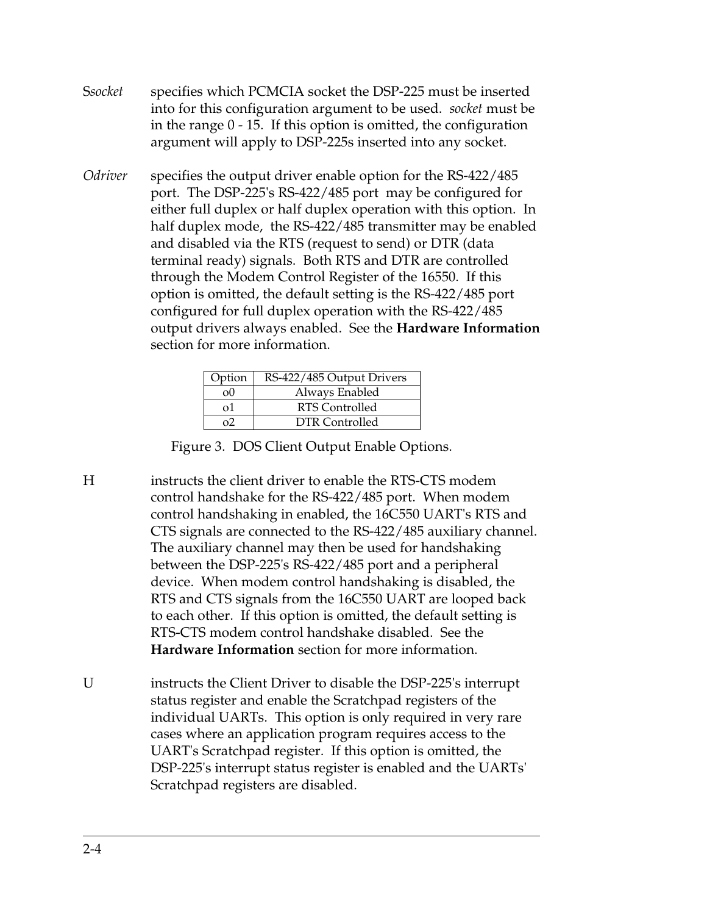S*socket* specifies which PCMCIA socket the DSP-225 must be inserted into for this configuration argument to be used. *socket* must be in the range 0 - 15. If this option is omitted, the configuration argument will apply to DSP-225s inserted into any socket.

O*driver* specifies the output driver enable option for the RS-422/485 port. The DSP-225's RS-422/485 port may be configured for either full duplex or half duplex operation with this option. In half duplex mode, the RS-422/485 transmitter may be enabled and disabled via the RTS (request to send) or DTR (data terminal ready) signals. Both RTS and DTR are controlled through the Modem Control Register of the 16550. If this option is omitted, the default setting is the RS-422/485 port configured for full duplex operation with the RS-422/485 output drivers always enabled. See the **Hardware Information** section for more information.

| Option | RS-422/485 Output Drivers |
|---|---|
| o0 | Always Enabled |
| o1 | RTS Controlled |
| o2 | DTR Controlled |

Figure 3. DOS Client Output Enable Options.

H instructs the client driver to enable the RTS-CTS modem control handshake for the RS-422/485 port. When modem control handshaking in enabled, the 16C550 UART's RTS and CTS signals are connected to the RS-422/485 auxiliary channel. The auxiliary channel may then be used for handshaking between the DSP-225's RS-422/485 port and a peripheral device. When modem control handshaking is disabled, the RTS and CTS signals from the 16C550 UART are looped back to each other. If this option is omitted, the default setting is RTS-CTS modem control handshake disabled. See the **Hardware Information** section for more information.

U instructs the Client Driver to disable the DSP-225's interrupt status register and enable the Scratchpad registers of the individual UARTs. This option is only required in very rare cases where an application program requires access to the UART's Scratchpad register. If this option is omitted, the DSP-225's interrupt status register is enabled and the UARTs' Scratchpad registers are disabled.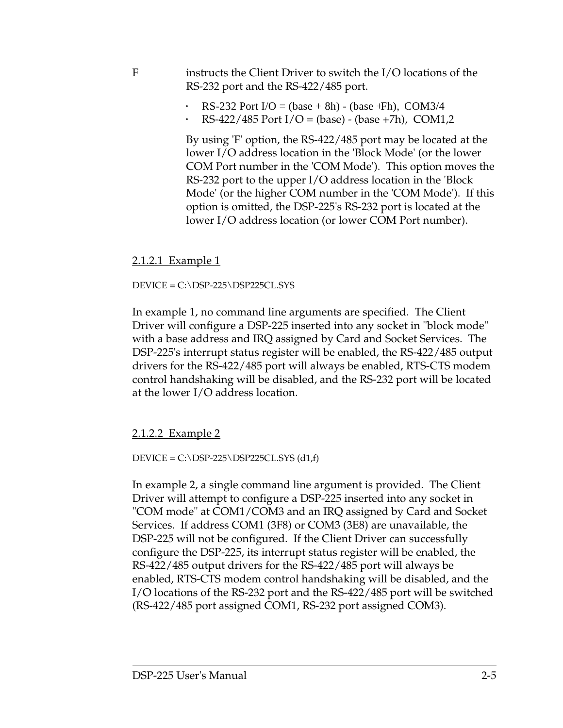F instructs the Client Driver to switch the I/O locations of the RS-232 port and the RS-422/485 port.

- RS-232 Port I/O = (base + 8h) - (base +Fh), COM3/4
- RS-422/485 Port I/O = (base) - (base +7h), COM1,2

By using 'F' option, the RS-422/485 port may be located at the lower I/O address location in the 'Block Mode' (or the lower COM Port number in the 'COM Mode'). This option moves the RS-232 port to the upper I/O address location in the 'Block Mode' (or the higher COM number in the 'COM Mode'). If this option is omitted, the DSP-225's RS-232 port is located at the lower I/O address location (or lower COM Port number).

#### 2.1.2.1 Example 1

DEVICE = C:\DSP-225\DSP225CL.SYS

In example 1, no command line arguments are specified. The Client Driver will configure a DSP-225 inserted into any socket in "block mode" with a base address and IRQ assigned by Card and Socket Services. The DSP-225's interrupt status register will be enabled, the RS-422/485 output drivers for the RS-422/485 port will always be enabled, RTS-CTS modem control handshaking will be disabled, and the RS-232 port will be located at the lower I/O address location.

#### 2.1.2.2 Example 2

DEVICE = C:\DSP-225\DSP225CL.SYS (d1,f)

In example 2, a single command line argument is provided. The Client Driver will attempt to configure a DSP-225 inserted into any socket in "COM mode" at COM1/COM3 and an IRQ assigned by Card and Socket Services. If address COM1 (3F8) or COM3 (3E8) are unavailable, the DSP-225 will not be configured. If the Client Driver can successfully configure the DSP-225, its interrupt status register will be enabled, the RS-422/485 output drivers for the RS-422/485 port will always be enabled, RTS-CTS modem control handshaking will be disabled, and the I/O locations of the RS-232 port and the RS-422/485 port will be switched (RS-422/485 port assigned COM1, RS-232 port assigned COM3).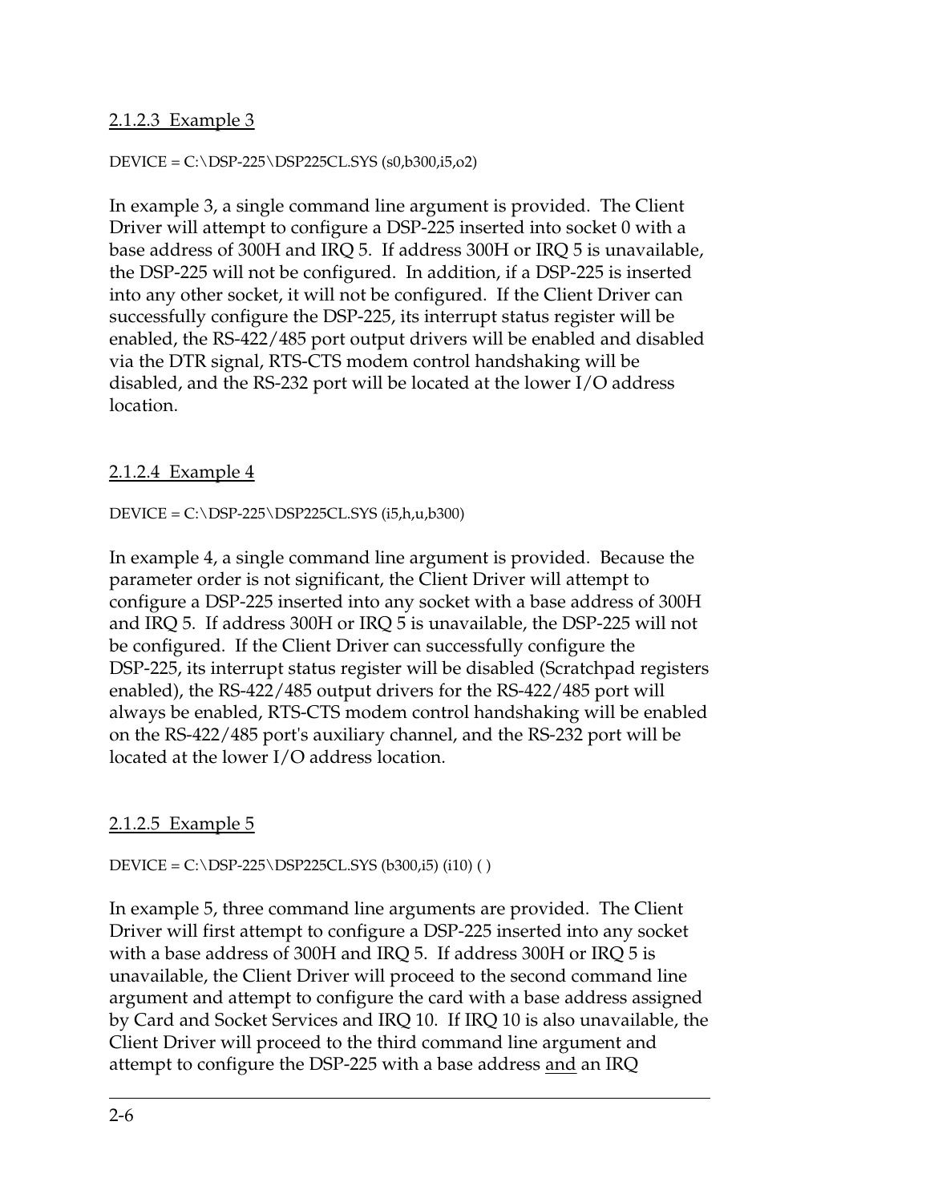### 2.1.2.3 Example 3

DEVICE = C:\DSP-225\DSP225CL.SYS (s0,b300,i5,o2)

In example 3, a single command line argument is provided. The Client Driver will attempt to configure a DSP-225 inserted into socket 0 with a base address of 300H and IRQ 5. If address 300H or IRQ 5 is unavailable, the DSP-225 will not be configured. In addition, if a DSP-225 is inserted into any other socket, it will not be configured. If the Client Driver can successfully configure the DSP-225, its interrupt status register will be enabled, the RS-422/485 port output drivers will be enabled and disabled via the DTR signal, RTS-CTS modem control handshaking will be disabled, and the RS-232 port will be located at the lower I/O address location.

### 2.1.2.4 Example 4

DEVICE = C:\DSP-225\DSP225CL.SYS (i5,h,u,b300)

In example 4, a single command line argument is provided. Because the parameter order is not significant, the Client Driver will attempt to configure a DSP-225 inserted into any socket with a base address of 300H and IRQ 5. If address 300H or IRQ 5 is unavailable, the DSP-225 will not be configured. If the Client Driver can successfully configure the DSP-225, its interrupt status register will be disabled (Scratchpad registers enabled), the RS-422/485 output drivers for the RS-422/485 port will always be enabled, RTS-CTS modem control handshaking will be enabled on the RS-422/485 port's auxiliary channel, and the RS-232 port will be located at the lower I/O address location.

### 2.1.2.5 Example 5

DEVICE = C:\DSP-225\DSP225CL.SYS (b300,i5) (i10) ( )

In example 5, three command line arguments are provided. The Client Driver will first attempt to configure a DSP-225 inserted into any socket with a base address of 300H and IRQ 5. If address 300H or IRQ 5 is unavailable, the Client Driver will proceed to the second command line argument and attempt to configure the card with a base address assigned by Card and Socket Services and IRQ 10. If IRQ 10 is also unavailable, the Client Driver will proceed to the third command line argument and attempt to configure the DSP-225 with a base address <u>and</u> an IRQ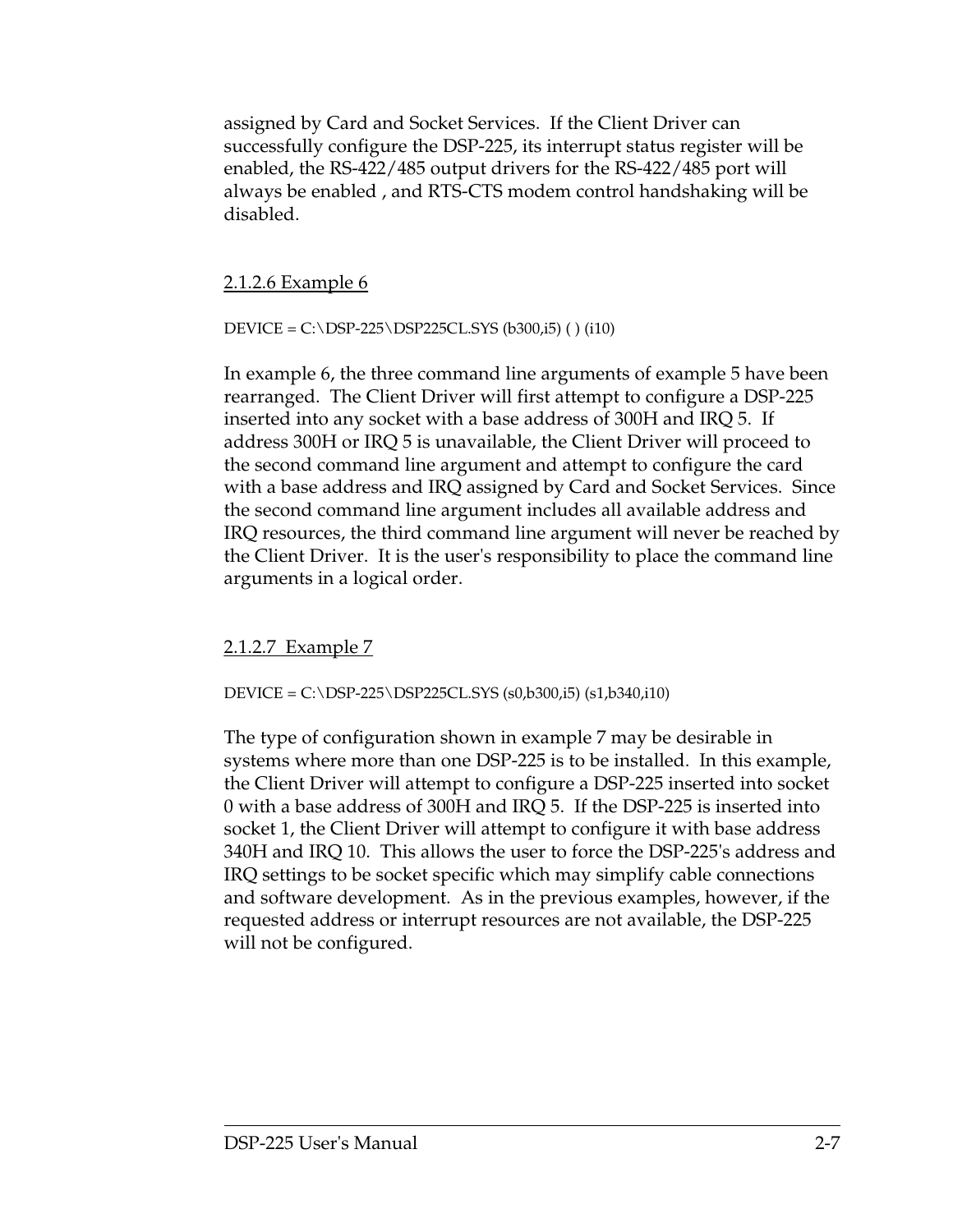assigned by Card and Socket Services. If the Client Driver can successfully configure the DSP-225, its interrupt status register will be enabled, the RS-422/485 output drivers for the RS-422/485 port will always be enabled , and RTS-CTS modem control handshaking will be disabled.

#### 2.1.2.6 Example 6

```
DEVICE = C:\DSP-225\DSP225CL.SYS (b300,i5) ( ) (i10)
```

In example 6, the three command line arguments of example 5 have been rearranged. The Client Driver will first attempt to configure a DSP-225 inserted into any socket with a base address of 300H and IRQ 5. If address 300H or IRQ 5 is unavailable, the Client Driver will proceed to the second command line argument and attempt to configure the card with a base address and IRQ assigned by Card and Socket Services. Since the second command line argument includes all available address and IRQ resources, the third command line argument will never be reached by the Client Driver. It is the user's responsibility to place the command line arguments in a logical order.

#### 2.1.2.7 Example 7

```
DEVICE = C:\DSP-225\DSP225CL.SYS (s0,b300,i5) (s1,b340,i10)
```

The type of configuration shown in example 7 may be desirable in systems where more than one DSP-225 is to be installed. In this example, the Client Driver will attempt to configure a DSP-225 inserted into socket 0 with a base address of 300H and IRQ 5. If the DSP-225 is inserted into socket 1, the Client Driver will attempt to configure it with base address 340H and IRQ 10. This allows the user to force the DSP-225's address and IRQ settings to be socket specific which may simplify cable connections and software development. As in the previous examples, however, if the requested address or interrupt resources are not available, the DSP-225 will not be configured.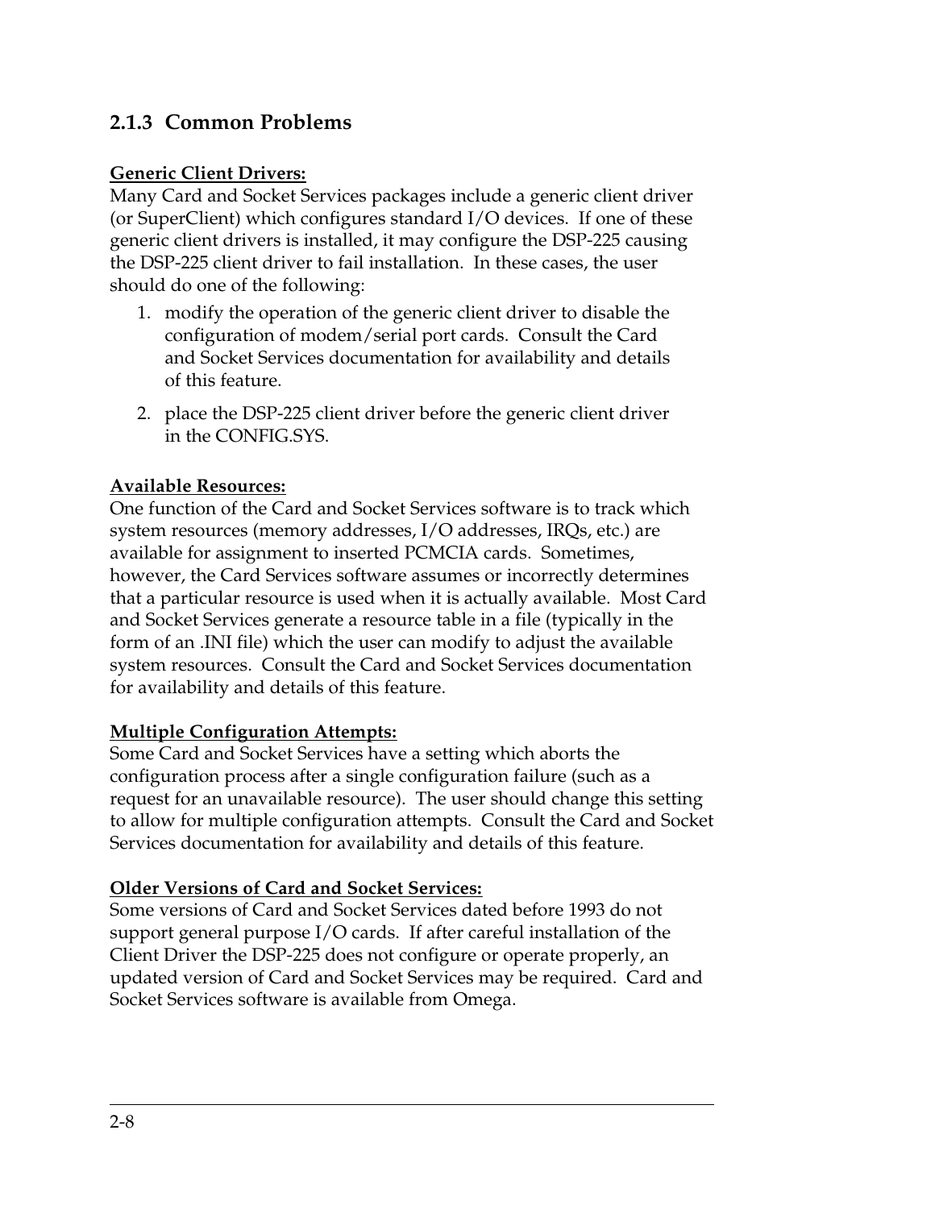### 2.1.3 Common Problems

**Generic Client Drivers:**

Many Card and Socket Services packages include a generic client driver (or SuperClient) which configures standard I/O devices. If one of these generic client drivers is installed, it may configure the DSP-225 causing the DSP-225 client driver to fail installation. In these cases, the user should do one of the following:

1. modify the operation of the generic client driver to disable the configuration of modem/serial port cards. Consult the Card and Socket Services documentation for availability and details of this feature.
2. place the DSP-225 client driver before the generic client driver in the CONFIG.SYS.

**Available Resources:**

One function of the Card and Socket Services software is to track which system resources (memory addresses, I/O addresses, IRQs, etc.) are available for assignment to inserted PCMCIA cards. Sometimes, however, the Card Services software assumes or incorrectly determines that a particular resource is used when it is actually available. Most Card and Socket Services generate a resource table in a file (typically in the form of an .INI file) which the user can modify to adjust the available system resources. Consult the Card and Socket Services documentation for availability and details of this feature.

**Multiple Configuration Attempts:**

Some Card and Socket Services have a setting which aborts the configuration process after a single configuration failure (such as a request for an unavailable resource). The user should change this setting to allow for multiple configuration attempts. Consult the Card and Socket Services documentation for availability and details of this feature.

**Older Versions of Card and Socket Services:**

Some versions of Card and Socket Services dated before 1993 do not support general purpose I/O cards. If after careful installation of the Client Driver the DSP-225 does not configure or operate properly, an updated version of Card and Socket Services may be required. Card and Socket Services software is available from Omega.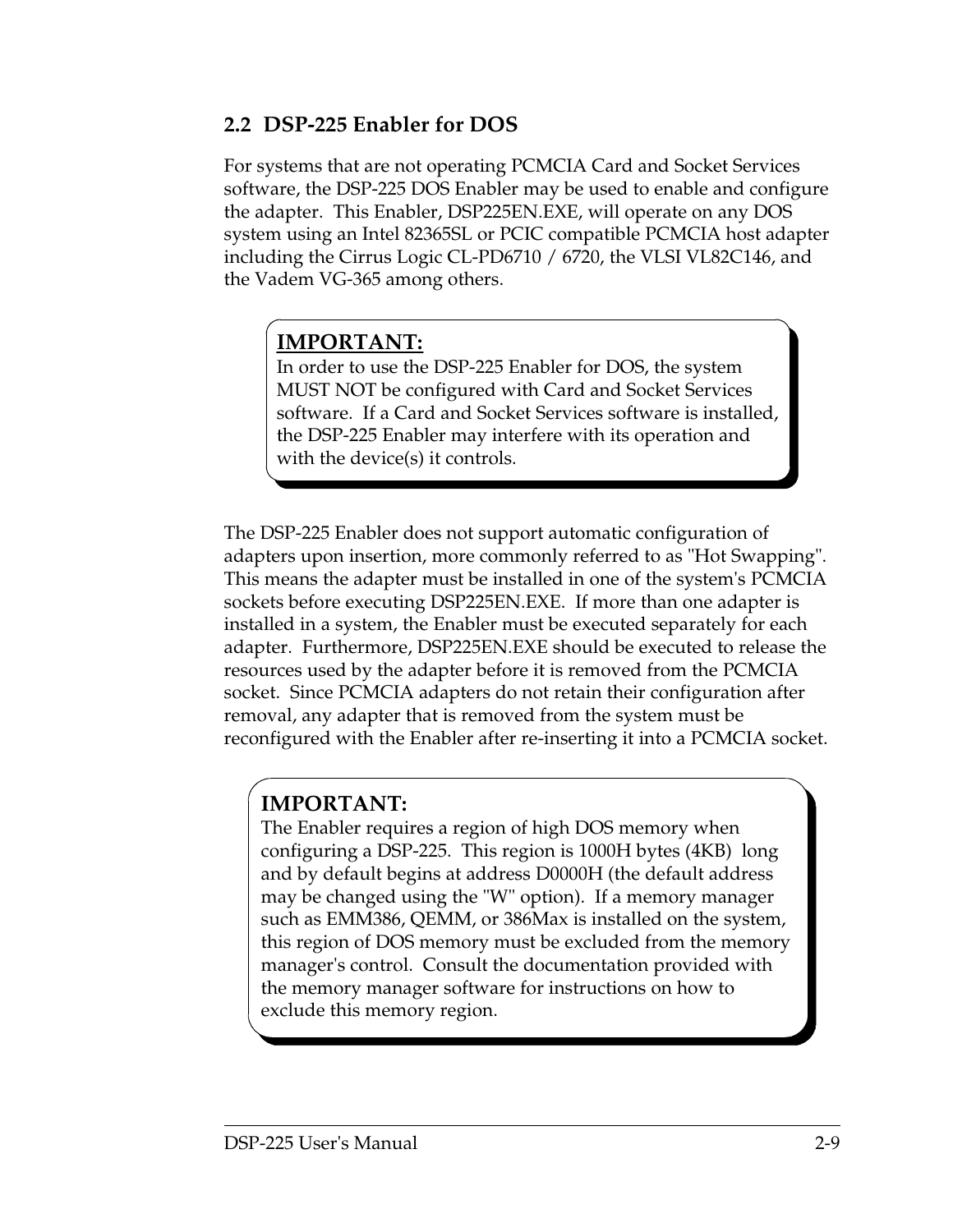## 2.2 DSP-225 Enabler for DOS

For systems that are not operating PCMCIA Card and Socket Services software, the DSP-225 DOS Enabler may be used to enable and configure the adapter. This Enabler, DSP225EN.EXE, will operate on any DOS system using an Intel 82365SL or PCIC compatible PCMCIA host adapter including the Cirrus Logic CL-PD6710 / 6720, the VLSI VL82C146, and the Vadem VG-365 among others.

> **IMPORTANT:**
> In order to use the DSP-225 Enabler for DOS, the system MUST NOT be configured with Card and Socket Services software. If a Card and Socket Services software is installed, the DSP-225 Enabler may interfere with its operation and with the device(s) it controls.

The DSP-225 Enabler does not support automatic configuration of adapters upon insertion, more commonly referred to as "Hot Swapping". This means the adapter must be installed in one of the system's PCMCIA sockets before executing DSP225EN.EXE. If more than one adapter is installed in a system, the Enabler must be executed separately for each adapter. Furthermore, DSP225EN.EXE should be executed to release the resources used by the adapter before it is removed from the PCMCIA socket. Since PCMCIA adapters do not retain their configuration after removal, any adapter that is removed from the system must be reconfigured with the Enabler after re-inserting it into a PCMCIA socket.

> **IMPORTANT:**
> The Enabler requires a region of high DOS memory when configuring a DSP-225. This region is 1000H bytes (4KB) long and by default begins at address D0000H (the default address may be changed using the "W" option). If a memory manager such as EMM386, QEMM, or 386Max is installed on the system, this region of DOS memory must be excluded from the memory manager's control. Consult the documentation provided with the memory manager software for instructions on how to exclude this memory region.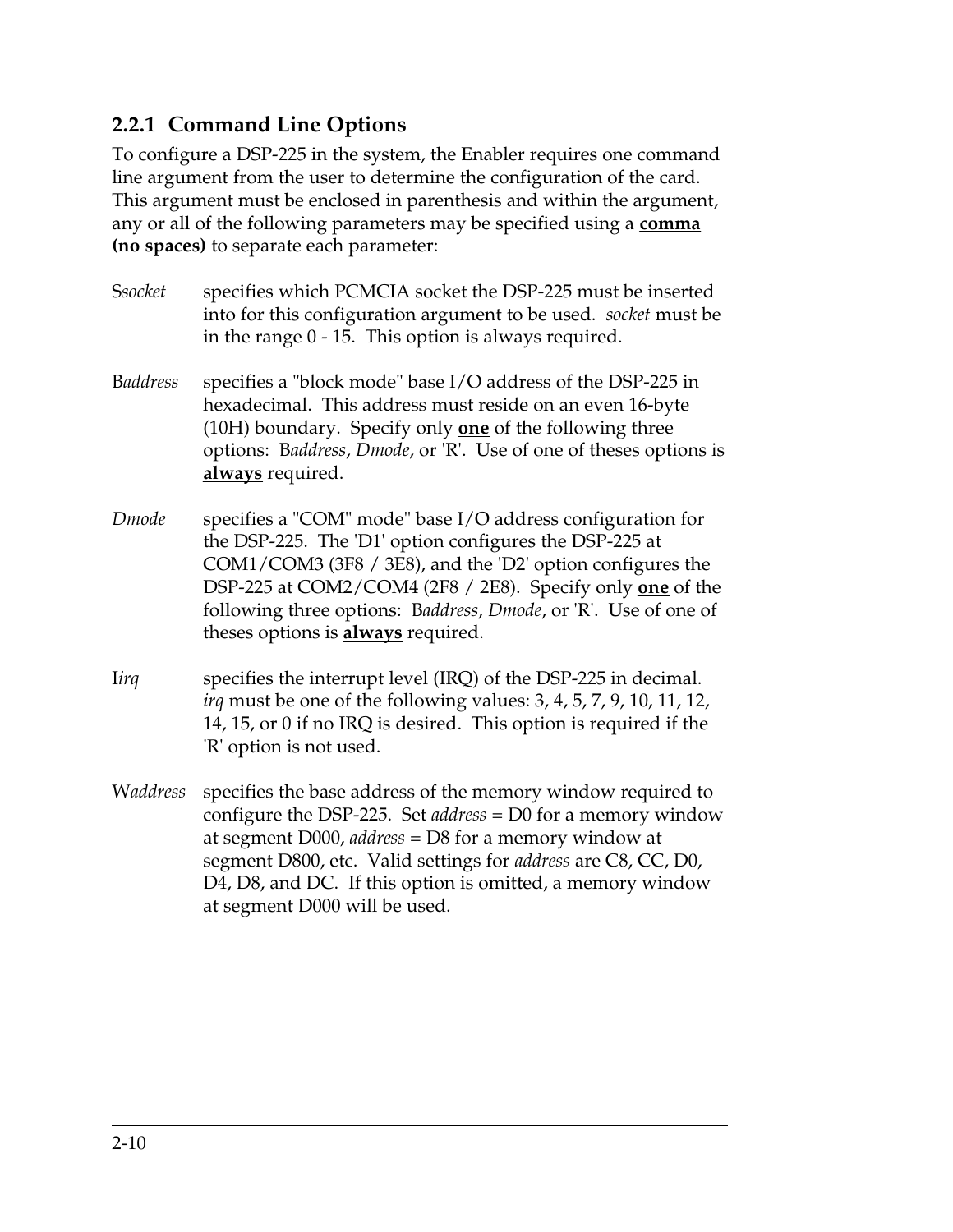### 2.2.1 Command Line Options

To configure a DSP-225 in the system, the Enabler requires one command line argument from the user to determine the configuration of the card. This argument must be enclosed in parenthesis and within the argument, any or all of the following parameters may be specified using a **comma (no spaces)** to separate each parameter:

S*socket* specifies which PCMCIA socket the DSP-225 must be inserted into for this configuration argument to be used. *socket* must be in the range 0 - 15. This option is always required.

B*address* specifies a "block mode" base I/O address of the DSP-225 in hexadecimal. This address must reside on an even 16-byte (10H) boundary. Specify only **one** of the following three options: B*address*, *Dmode*, or 'R'. Use of one of theses options is **always** required.

*Dmode* specifies a "COM" mode" base I/O address configuration for the DSP-225. The 'D1' option configures the DSP-225 at COM1/COM3 (3F8 / 3E8), and the 'D2' option configures the DSP-225 at COM2/COM4 (2F8 / 2E8). Specify only **one** of the following three options: B*address*, *Dmode*, or 'R'. Use of one of theses options is **always** required.

I*irq* specifies the interrupt level (IRQ) of the DSP-225 in decimal. *irq* must be one of the following values: 3, 4, 5, 7, 9, 10, 11, 12, 14, 15, or 0 if no IRQ is desired. This option is required if the 'R' option is not used.

W*address* specifies the base address of the memory window required to configure the DSP-225. Set *address* = D0 for a memory window at segment D000, *address* = D8 for a memory window at segment D800, etc. Valid settings for *address* are C8, CC, D0, D4, D8, and DC. If this option is omitted, a memory window at segment D000 will be used.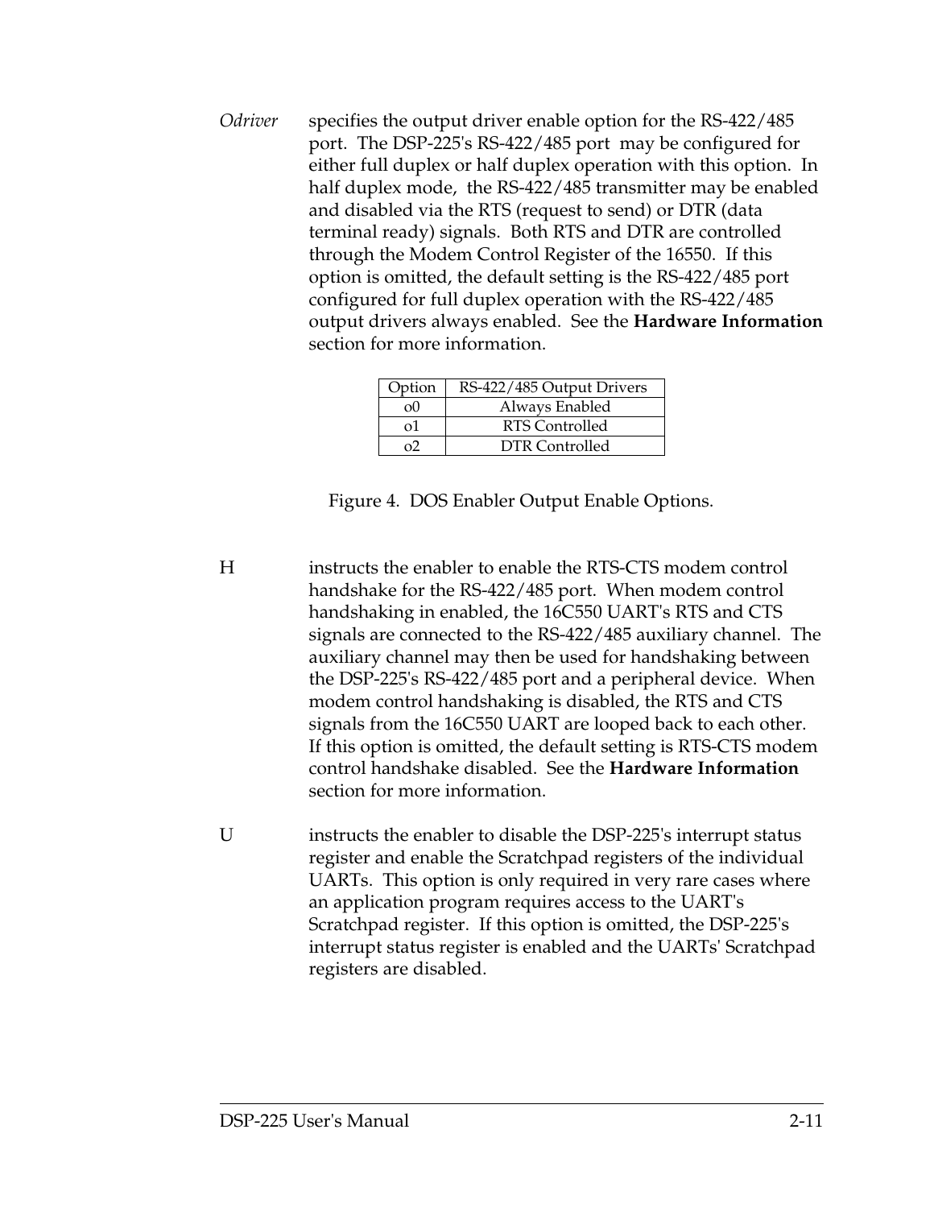*Odriver* specifies the output driver enable option for the RS-422/485 port. The DSP-225's RS-422/485 port may be configured for either full duplex or half duplex operation with this option. In half duplex mode, the RS-422/485 transmitter may be enabled and disabled via the RTS (request to send) or DTR (data terminal ready) signals. Both RTS and DTR are controlled through the Modem Control Register of the 16550. If this option is omitted, the default setting is the RS-422/485 port configured for full duplex operation with the RS-422/485 output drivers always enabled. See the **Hardware Information** section for more information.

| Option | RS-422/485 Output Drivers |
|---|---|
| o0 | Always Enabled |
| o1 | RTS Controlled |
| o2 | DTR Controlled |

Figure 4. DOS Enabler Output Enable Options.

H instructs the enabler to enable the RTS-CTS modem control handshake for the RS-422/485 port. When modem control handshaking in enabled, the 16C550 UART's RTS and CTS signals are connected to the RS-422/485 auxiliary channel. The auxiliary channel may then be used for handshaking between the DSP-225's RS-422/485 port and a peripheral device. When modem control handshaking is disabled, the RTS and CTS signals from the 16C550 UART are looped back to each other. If this option is omitted, the default setting is RTS-CTS modem control handshake disabled. See the **Hardware Information** section for more information.

U instructs the enabler to disable the DSP-225's interrupt status register and enable the Scratchpad registers of the individual UARTs. This option is only required in very rare cases where an application program requires access to the UART's Scratchpad register. If this option is omitted, the DSP-225's interrupt status register is enabled and the UARTs' Scratchpad registers are disabled.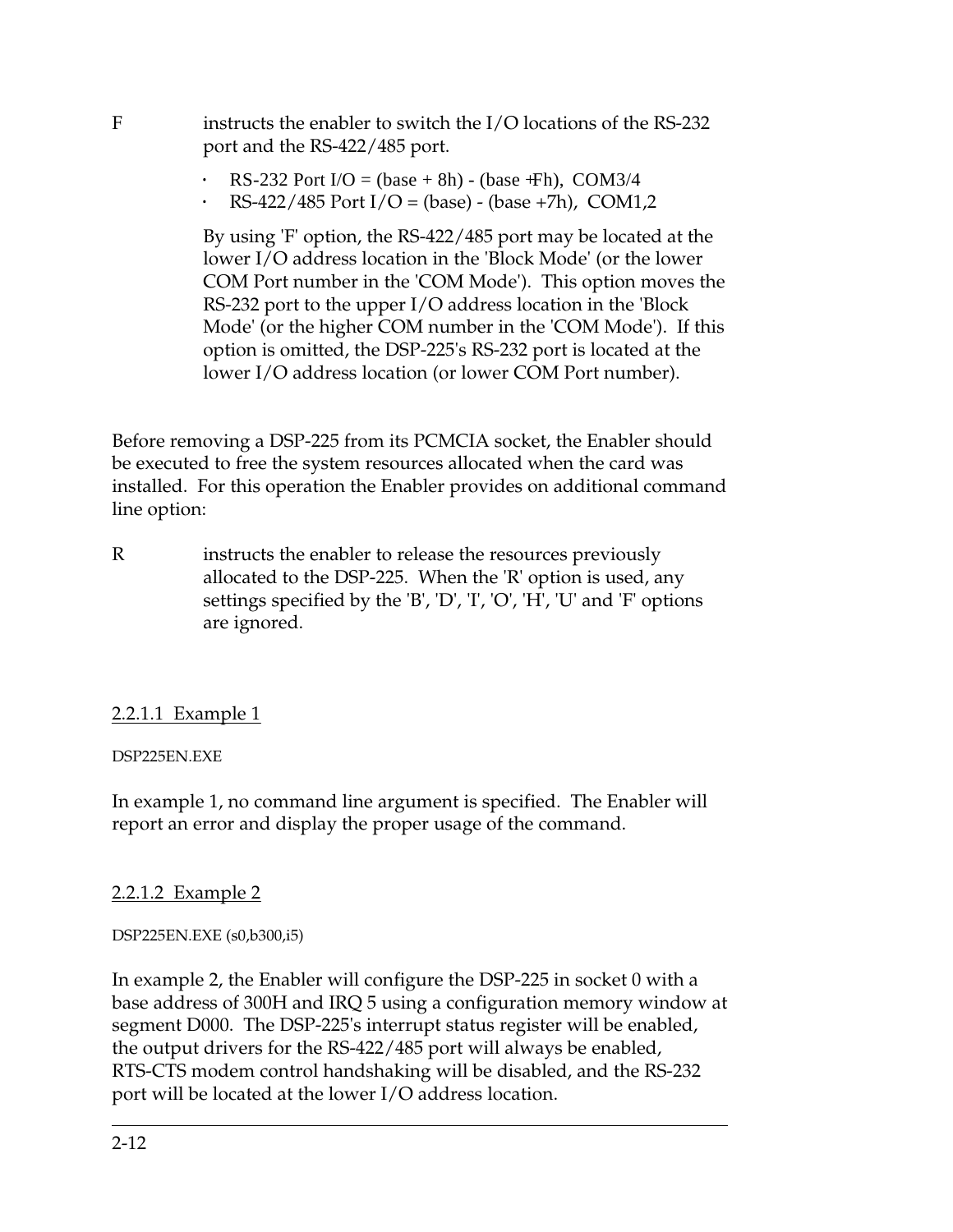F instructs the enabler to switch the I/O locations of the RS-232 port and the RS-422/485 port.

- RS-232 Port I/O = (base + 8h) - (base +Fh), COM3/4
- RS-422/485 Port I/O = (base) - (base +7h), COM1,2

By using 'F' option, the RS-422/485 port may be located at the lower I/O address location in the 'Block Mode' (or the lower COM Port number in the 'COM Mode'). This option moves the RS-232 port to the upper I/O address location in the 'Block Mode' (or the higher COM number in the 'COM Mode'). If this option is omitted, the DSP-225's RS-232 port is located at the lower I/O address location (or lower COM Port number).

Before removing a DSP-225 from its PCMCIA socket, the Enabler should be executed to free the system resources allocated when the card was installed. For this operation the Enabler provides on additional command line option:

R instructs the enabler to release the resources previously allocated to the DSP-225. When the 'R' option is used, any settings specified by the 'B', 'D', 'I', 'O', 'H', 'U' and 'F' options are ignored.

#### 2.2.1.1 Example 1

```
DSP225EN.EXE
```

In example 1, no command line argument is specified. The Enabler will report an error and display the proper usage of the command.

#### 2.2.1.2 Example 2

```
DSP225EN.EXE (s0,b300,i5)
```

In example 2, the Enabler will configure the DSP-225 in socket 0 with a base address of 300H and IRQ 5 using a configuration memory window at segment D000. The DSP-225's interrupt status register will be enabled, the output drivers for the RS-422/485 port will always be enabled, RTS-CTS modem control handshaking will be disabled, and the RS-232 port will be located at the lower I/O address location.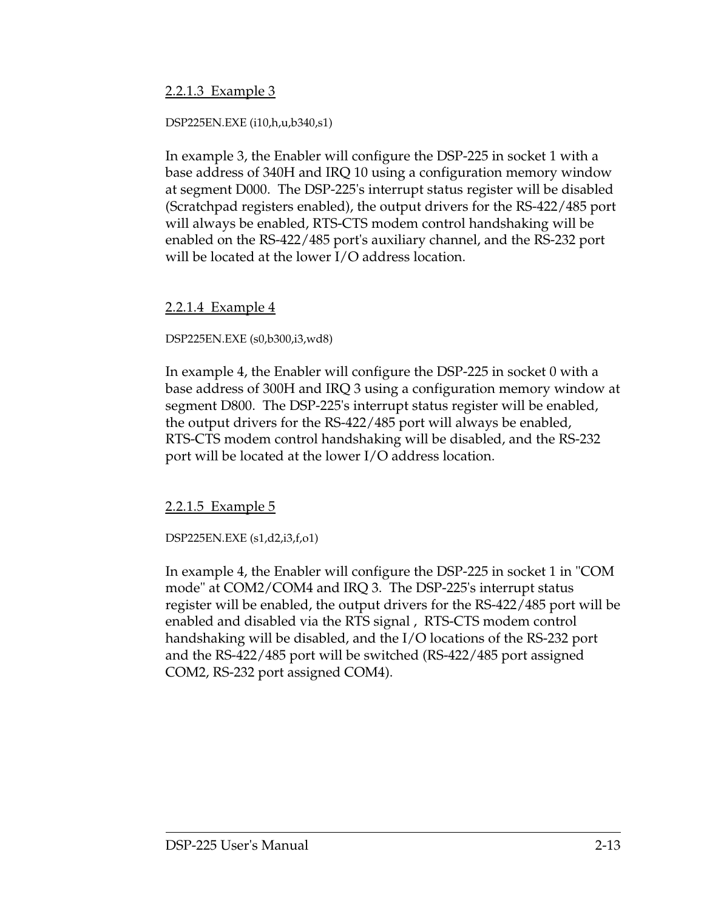#### 2.2.1.3 Example 3

```
DSP225EN.EXE (i10,h,u,b340,s1)
```

In example 3, the Enabler will configure the DSP-225 in socket 1 with a base address of 340H and IRQ 10 using a configuration memory window at segment D000. The DSP-225's interrupt status register will be disabled (Scratchpad registers enabled), the output drivers for the RS-422/485 port will always be enabled, RTS-CTS modem control handshaking will be enabled on the RS-422/485 port's auxiliary channel, and the RS-232 port will be located at the lower I/O address location.

#### 2.2.1.4 Example 4

```
DSP225EN.EXE (s0,b300,i3,wd8)
```

In example 4, the Enabler will configure the DSP-225 in socket 0 with a base address of 300H and IRQ 3 using a configuration memory window at segment D800. The DSP-225's interrupt status register will be enabled, the output drivers for the RS-422/485 port will always be enabled, RTS-CTS modem control handshaking will be disabled, and the RS-232 port will be located at the lower I/O address location.

#### 2.2.1.5 Example 5

```
DSP225EN.EXE (s1,d2,i3,f,o1)
```

In example 4, the Enabler will configure the DSP-225 in socket 1 in "COM mode" at COM2/COM4 and IRQ 3. The DSP-225's interrupt status register will be enabled, the output drivers for the RS-422/485 port will be enabled and disabled via the RTS signal , RTS-CTS modem control handshaking will be disabled, and the I/O locations of the RS-232 port and the RS-422/485 port will be switched (RS-422/485 port assigned COM2, RS-232 port assigned COM4).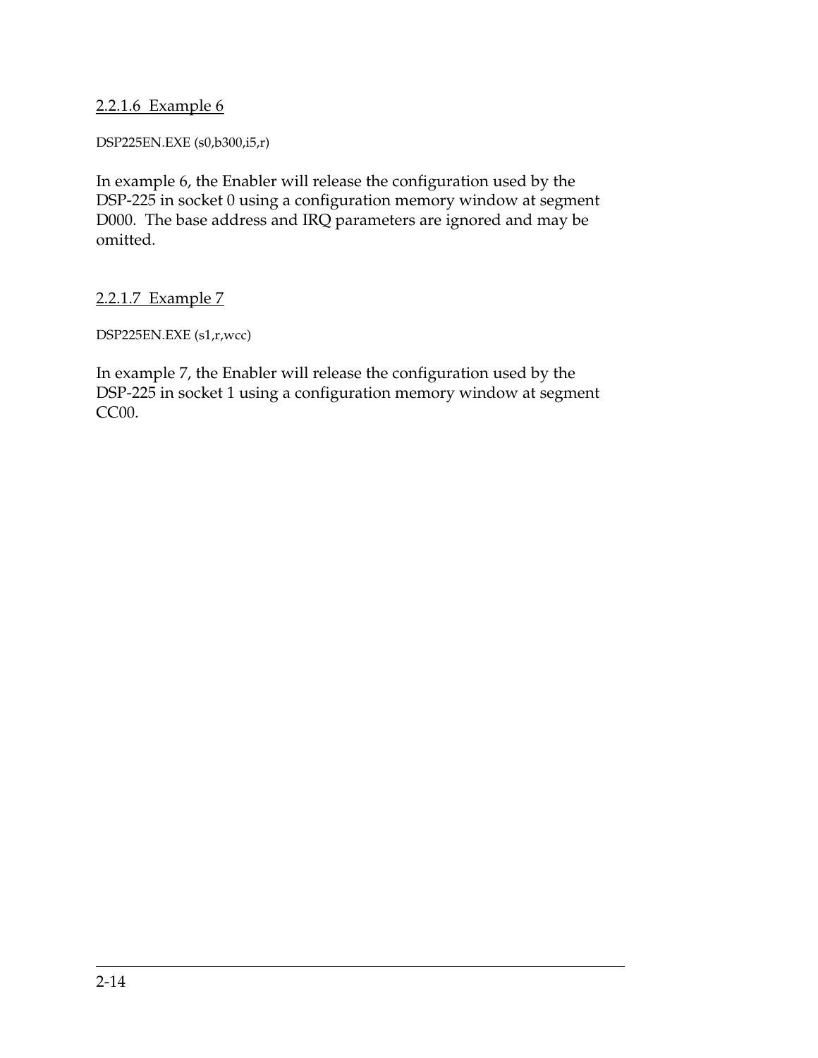#### 2.2.1.6 Example 6

```
DSP225EN.EXE (s0,b300,i5,r)
```

In example 6, the Enabler will release the configuration used by the DSP-225 in socket 0 using a configuration memory window at segment D000. The base address and IRQ parameters are ignored and may be omitted.

#### 2.2.1.7 Example 7

```
DSP225EN.EXE (s1,r,wcc)
```

In example 7, the Enabler will release the configuration used by the DSP-225 in socket 1 using a configuration memory window at segment CC00.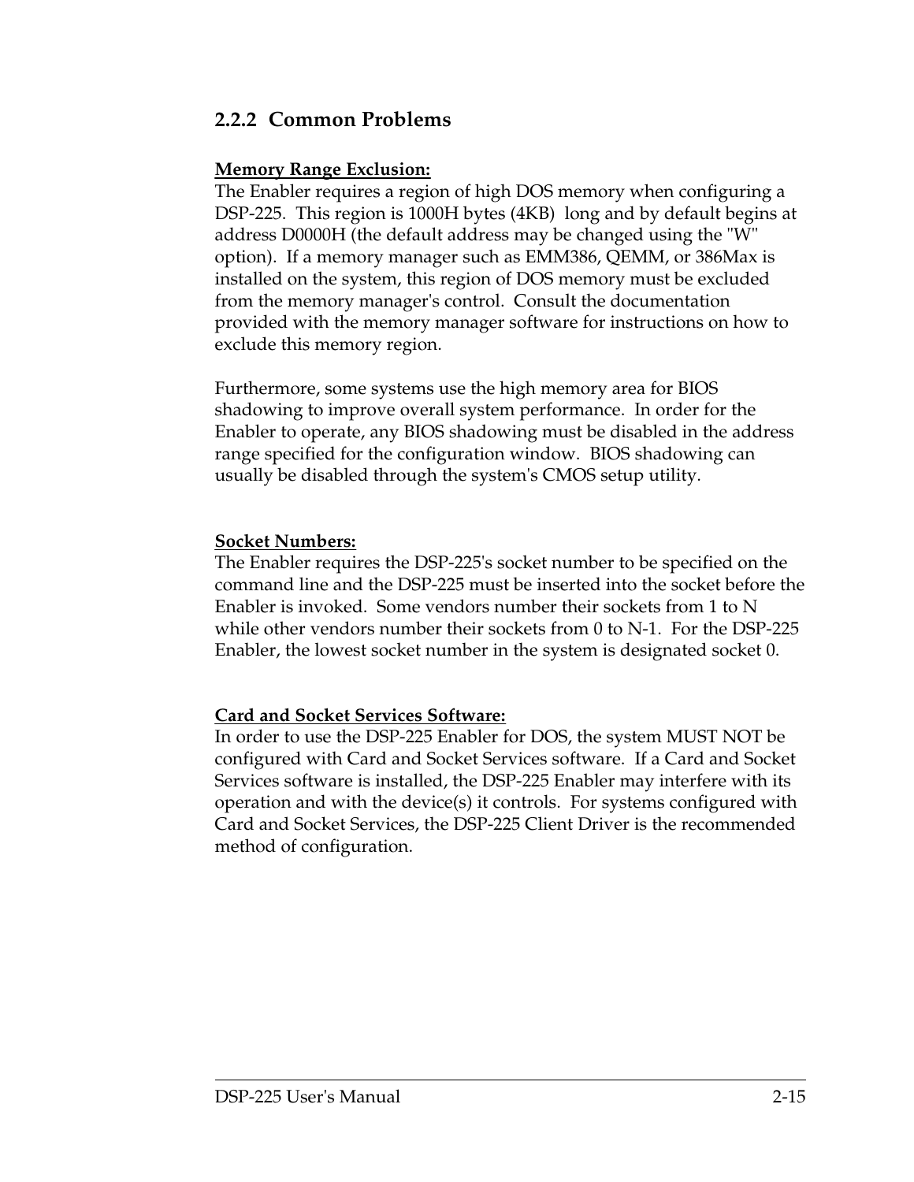### 2.2.2 Common Problems

**Memory Range Exclusion:**

The Enabler requires a region of high DOS memory when configuring a DSP-225. This region is 1000H bytes (4KB) long and by default begins at address D0000H (the default address may be changed using the "W" option). If a memory manager such as EMM386, QEMM, or 386Max is installed on the system, this region of DOS memory must be excluded from the memory manager's control. Consult the documentation provided with the memory manager software for instructions on how to exclude this memory region.

Furthermore, some systems use the high memory area for BIOS shadowing to improve overall system performance. In order for the Enabler to operate, any BIOS shadowing must be disabled in the address range specified for the configuration window. BIOS shadowing can usually be disabled through the system's CMOS setup utility.

**Socket Numbers:**

The Enabler requires the DSP-225's socket number to be specified on the command line and the DSP-225 must be inserted into the socket before the Enabler is invoked. Some vendors number their sockets from 1 to N while other vendors number their sockets from 0 to N-1. For the DSP-225 Enabler, the lowest socket number in the system is designated socket 0.

**Card and Socket Services Software:**

In order to use the DSP-225 Enabler for DOS, the system MUST NOT be configured with Card and Socket Services software. If a Card and Socket Services software is installed, the DSP-225 Enabler may interfere with its operation and with the device(s) it controls. For systems configured with Card and Socket Services, the DSP-225 Client Driver is the recommended method of configuration.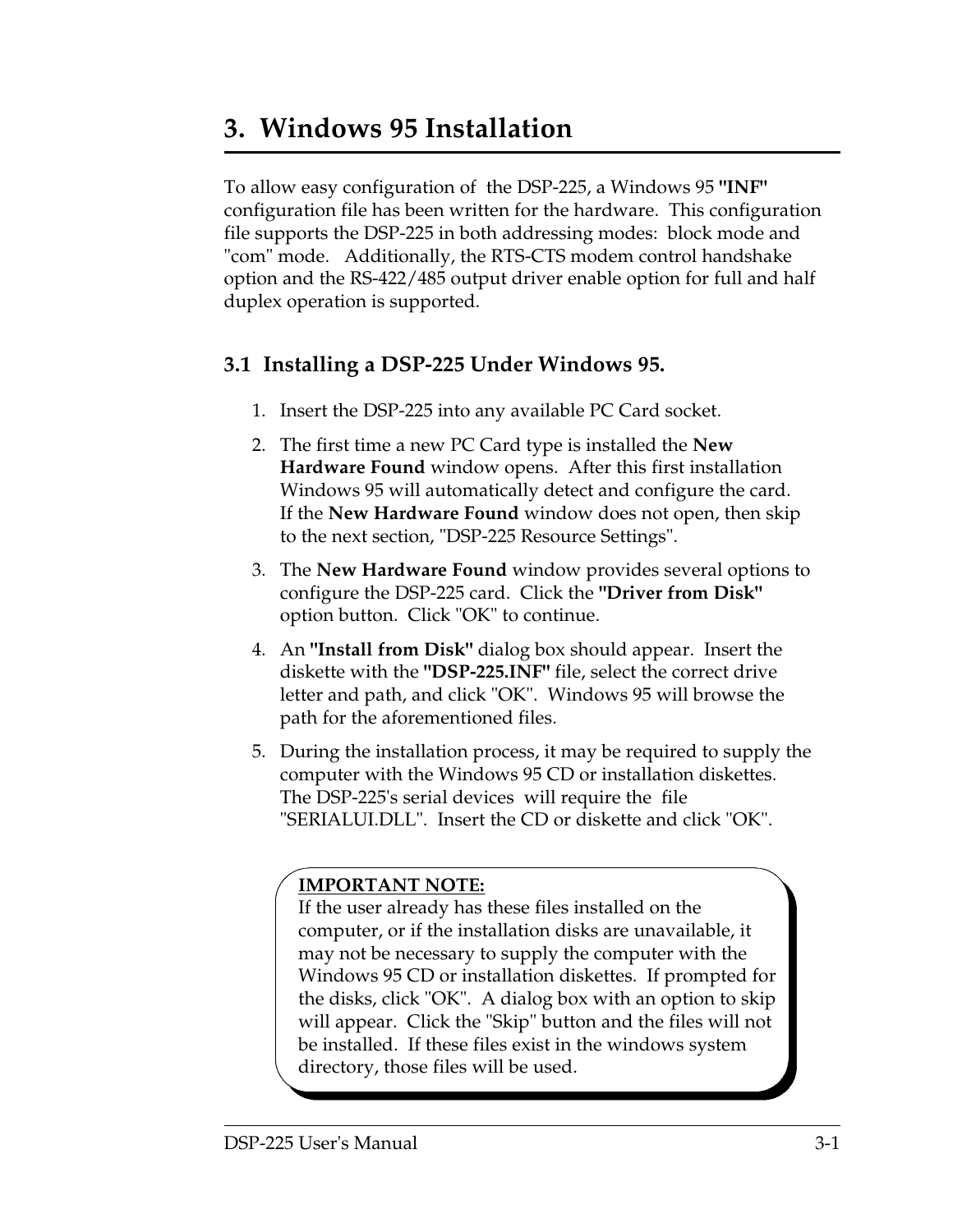# 3. Windows 95 Installation

To allow easy configuration of the DSP-225, a Windows 95 **"INF"** configuration file has been written for the hardware. This configuration file supports the DSP-225 in both addressing modes: block mode and "com" mode. Additionally, the RTS-CTS modem control handshake option and the RS-422/485 output driver enable option for full and half duplex operation is supported.

## 3.1 Installing a DSP-225 Under Windows 95.

1. Insert the DSP-225 into any available PC Card socket.
2. The first time a new PC Card type is installed the **New Hardware Found** window opens. After this first installation Windows 95 will automatically detect and configure the card. If the **New Hardware Found** window does not open, then skip to the next section, "DSP-225 Resource Settings".
3. The **New Hardware Found** window provides several options to configure the DSP-225 card. Click the **"Driver from Disk"** option button. Click "OK" to continue.
4. An **"Install from Disk"** dialog box should appear. Insert the diskette with the **"DSP-225.INF"** file, select the correct drive letter and path, and click "OK". Windows 95 will browse the path for the aforementioned files.
5. During the installation process, it may be required to supply the computer with the Windows 95 CD or installation diskettes. The DSP-225's serial devices will require the file "SERIALUI.DLL". Insert the CD or diskette and click "OK".

> **IMPORTANT NOTE:**
> If the user already has these files installed on the computer, or if the installation disks are unavailable, it may not be necessary to supply the computer with the Windows 95 CD or installation diskettes. If prompted for the disks, click "OK". A dialog box with an option to skip will appear. Click the "Skip" button and the files will not be installed. If these files exist in the windows system directory, those files will be used.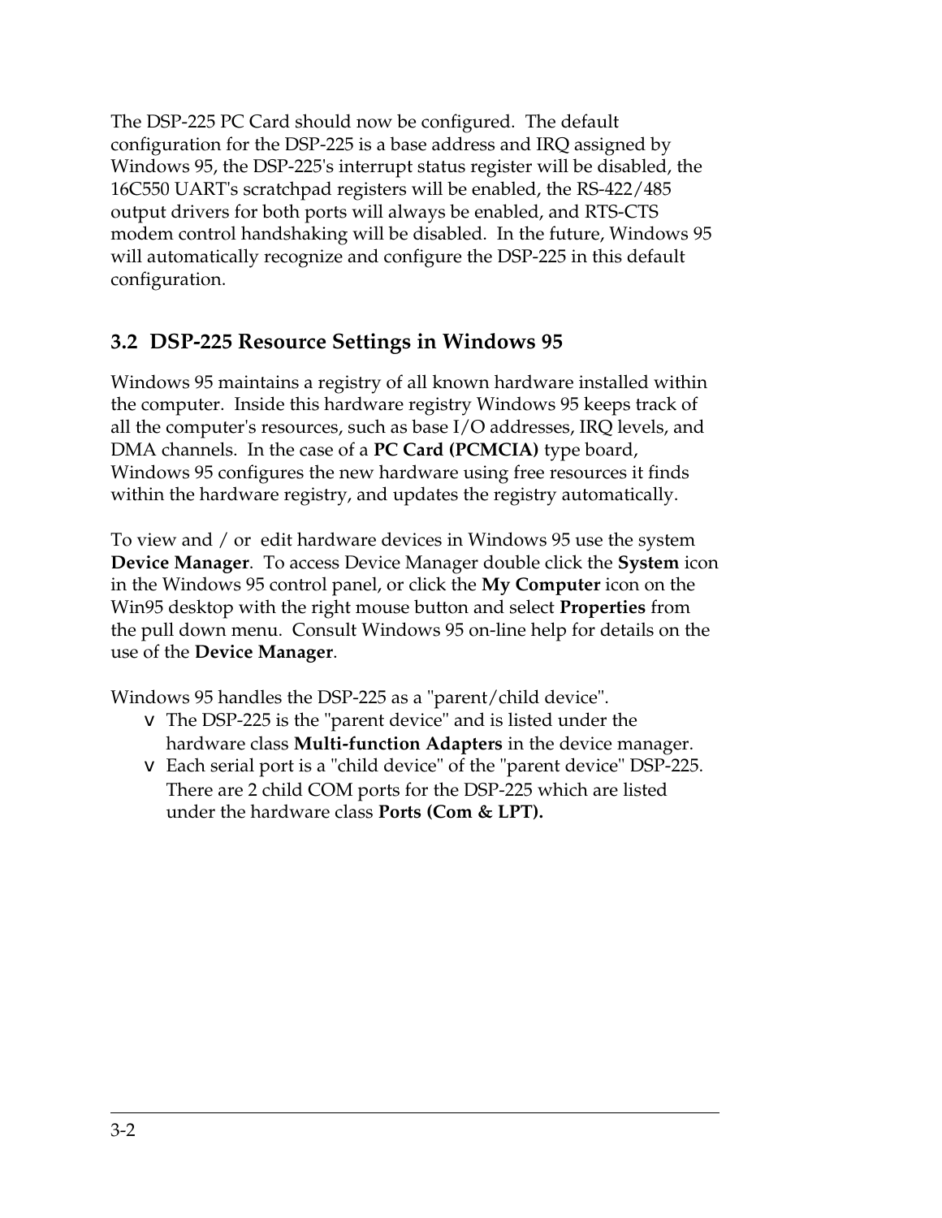The DSP-225 PC Card should now be configured. The default configuration for the DSP-225 is a base address and IRQ assigned by Windows 95, the DSP-225's interrupt status register will be disabled, the 16C550 UART's scratchpad registers will be enabled, the RS-422/485 output drivers for both ports will always be enabled, and RTS-CTS modem control handshaking will be disabled. In the future, Windows 95 will automatically recognize and configure the DSP-225 in this default configuration.

## 3.2 DSP-225 Resource Settings in Windows 95

Windows 95 maintains a registry of all known hardware installed within the computer. Inside this hardware registry Windows 95 keeps track of all the computer's resources, such as base I/O addresses, IRQ levels, and DMA channels. In the case of a **PC Card (PCMCIA)** type board, Windows 95 configures the new hardware using free resources it finds within the hardware registry, and updates the registry automatically.

To view and / or edit hardware devices in Windows 95 use the system **Device Manager**. To access Device Manager double click the **System** icon in the Windows 95 control panel, or click the **My Computer** icon on the Win95 desktop with the right mouse button and select **Properties** from the pull down menu. Consult Windows 95 on-line help for details on the use of the **Device Manager**.

Windows 95 handles the DSP-225 as a "parent/child device".

- The DSP-225 is the "parent device" and is listed under the hardware class **Multi-function Adapters** in the device manager.
- Each serial port is a "child device" of the "parent device" DSP-225. There are 2 child COM ports for the DSP-225 which are listed under the hardware class **Ports (Com & LPT).**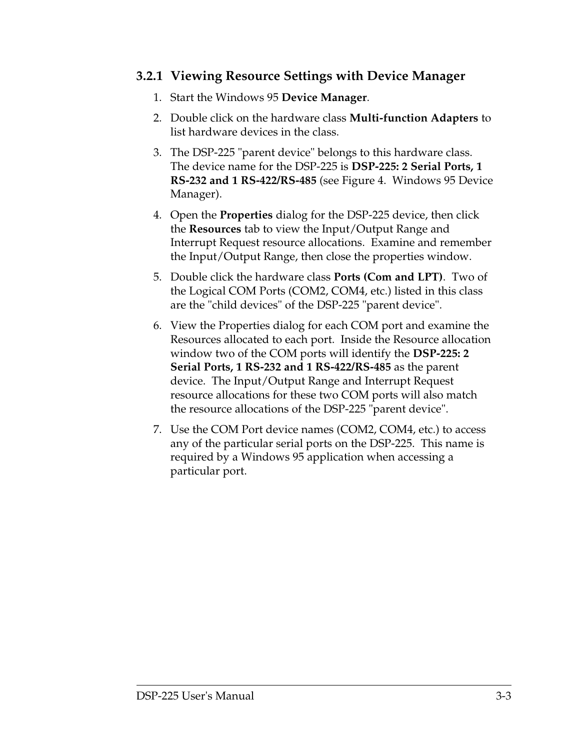### 3.2.1 Viewing Resource Settings with Device Manager

1. Start the Windows 95 **Device Manager**.
2. Double click on the hardware class **Multi-function Adapters** to list hardware devices in the class.
3. The DSP-225 "parent device" belongs to this hardware class. The device name for the DSP-225 is **DSP-225: 2 Serial Ports, 1 RS-232 and 1 RS-422/RS-485** (see Figure 4. Windows 95 Device Manager).
4. Open the **Properties** dialog for the DSP-225 device, then click the **Resources** tab to view the Input/Output Range and Interrupt Request resource allocations. Examine and remember the Input/Output Range, then close the properties window.
5. Double click the hardware class **Ports (Com and LPT)**. Two of the Logical COM Ports (COM2, COM4, etc.) listed in this class are the "child devices" of the DSP-225 "parent device".
6. View the Properties dialog for each COM port and examine the Resources allocated to each port. Inside the Resource allocation window two of the COM ports will identify the **DSP-225: 2 Serial Ports, 1 RS-232 and 1 RS-422/RS-485** as the parent device. The Input/Output Range and Interrupt Request resource allocations for these two COM ports will also match the resource allocations of the DSP-225 "parent device".
7. Use the COM Port device names (COM2, COM4, etc.) to access any of the particular serial ports on the DSP-225. This name is required by a Windows 95 application when accessing a particular port.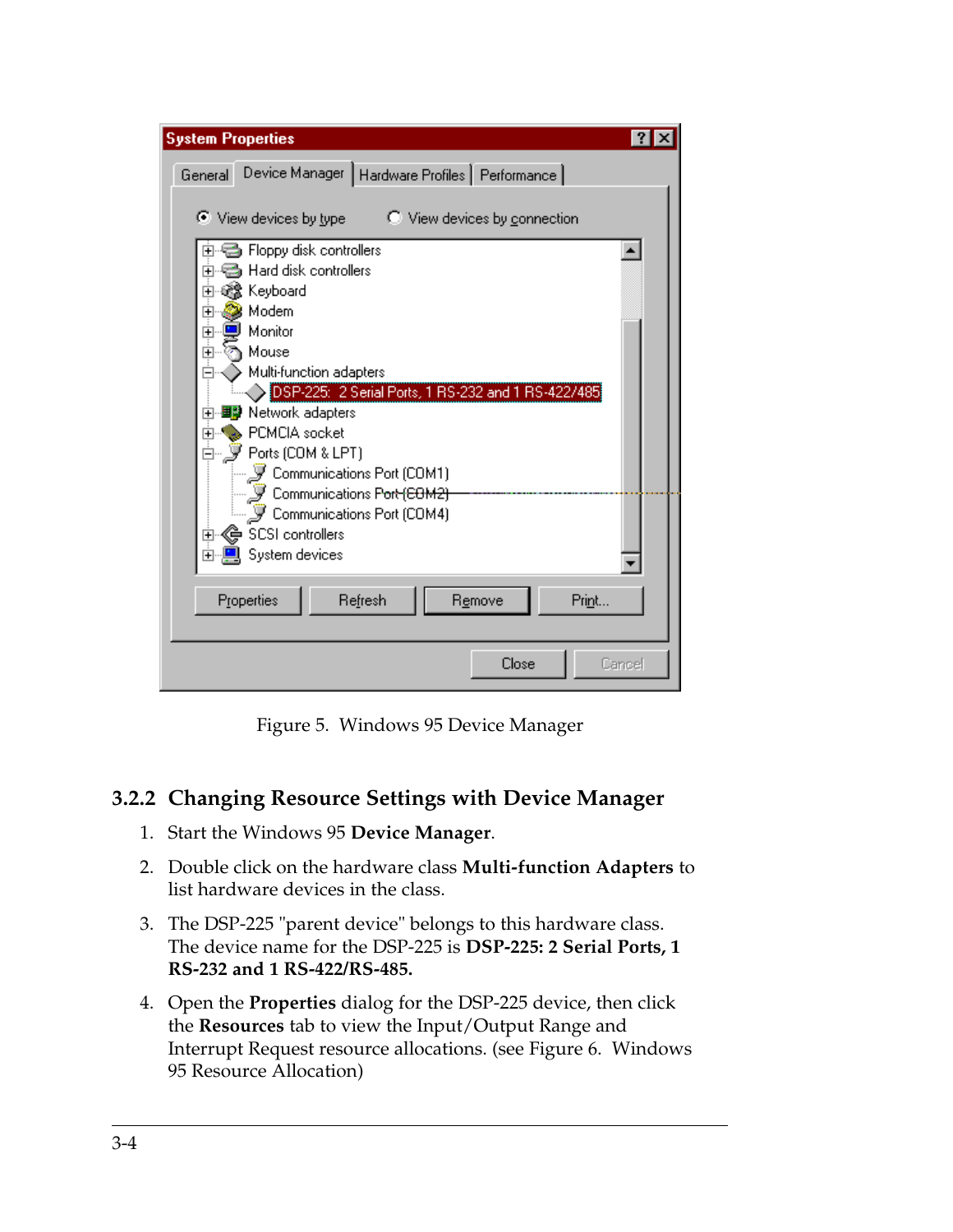Figure 5. Windows 95 Device Manager

### 3.2.2 Changing Resource Settings with Device Manager

1. Start the Windows 95 **Device Manager**.
2. Double click on the hardware class **Multi-function Adapters** to list hardware devices in the class.
3. The DSP-225 "parent device" belongs to this hardware class. The device name for the DSP-225 is **DSP-225: 2 Serial Ports, 1 RS-232 and 1 RS-422/RS-485.**
4. Open the **Properties** dialog for the DSP-225 device, then click the **Resources** tab to view the Input/Output Range and Interrupt Request resource allocations. (see Figure 6. Windows 95 Resource Allocation)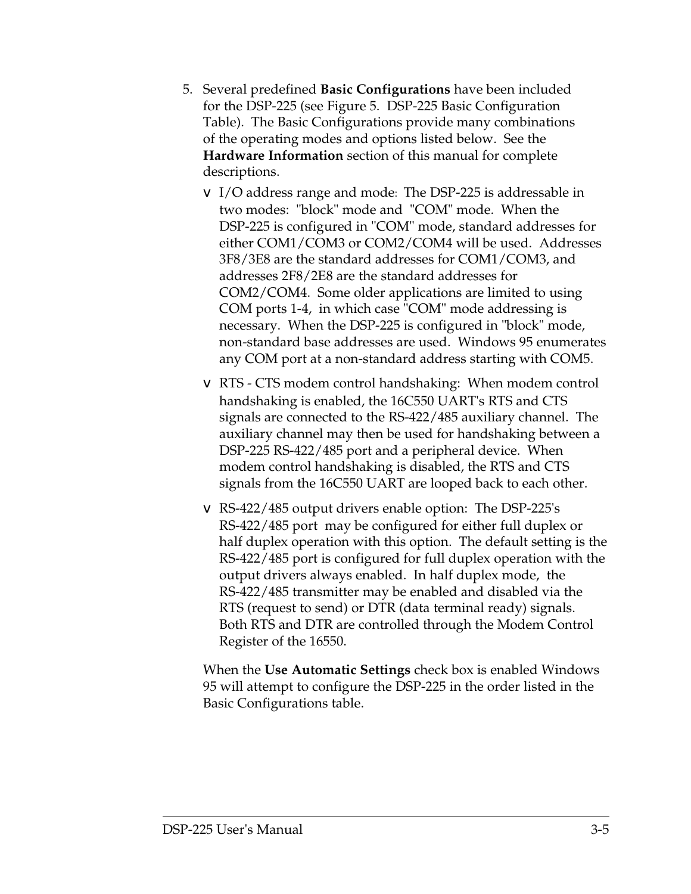5. Several predefined **Basic Configurations** have been included for the DSP-225 (see Figure 5. DSP-225 Basic Configuration Table). The Basic Configurations provide many combinations of the operating modes and options listed below. See the **Hardware Information** section of this manual for complete descriptions.

   - I/O address range and mode: The DSP-225 is addressable in two modes: "block" mode and "COM" mode. When the DSP-225 is configured in "COM" mode, standard addresses for either COM1/COM3 or COM2/COM4 will be used. Addresses 3F8/3E8 are the standard addresses for COM1/COM3, and addresses 2F8/2E8 are the standard addresses for COM2/COM4. Some older applications are limited to using COM ports 1-4, in which case "COM" mode addressing is necessary. When the DSP-225 is configured in "block" mode, non-standard base addresses are used. Windows 95 enumerates any COM port at a non-standard address starting with COM5.

   - RTS - CTS modem control handshaking: When modem control handshaking is enabled, the 16C550 UART's RTS and CTS signals are connected to the RS-422/485 auxiliary channel. The auxiliary channel may then be used for handshaking between a DSP-225 RS-422/485 port and a peripheral device. When modem control handshaking is disabled, the RTS and CTS signals from the 16C550 UART are looped back to each other.

   - RS-422/485 output drivers enable option: The DSP-225's RS-422/485 port may be configured for either full duplex or half duplex operation with this option. The default setting is the RS-422/485 port is configured for full duplex operation with the output drivers always enabled. In half duplex mode, the RS-422/485 transmitter may be enabled and disabled via the RTS (request to send) or DTR (data terminal ready) signals. Both RTS and DTR are controlled through the Modem Control Register of the 16550.

   When the **Use Automatic Settings** check box is enabled Windows 95 will attempt to configure the DSP-225 in the order listed in the Basic Configurations table.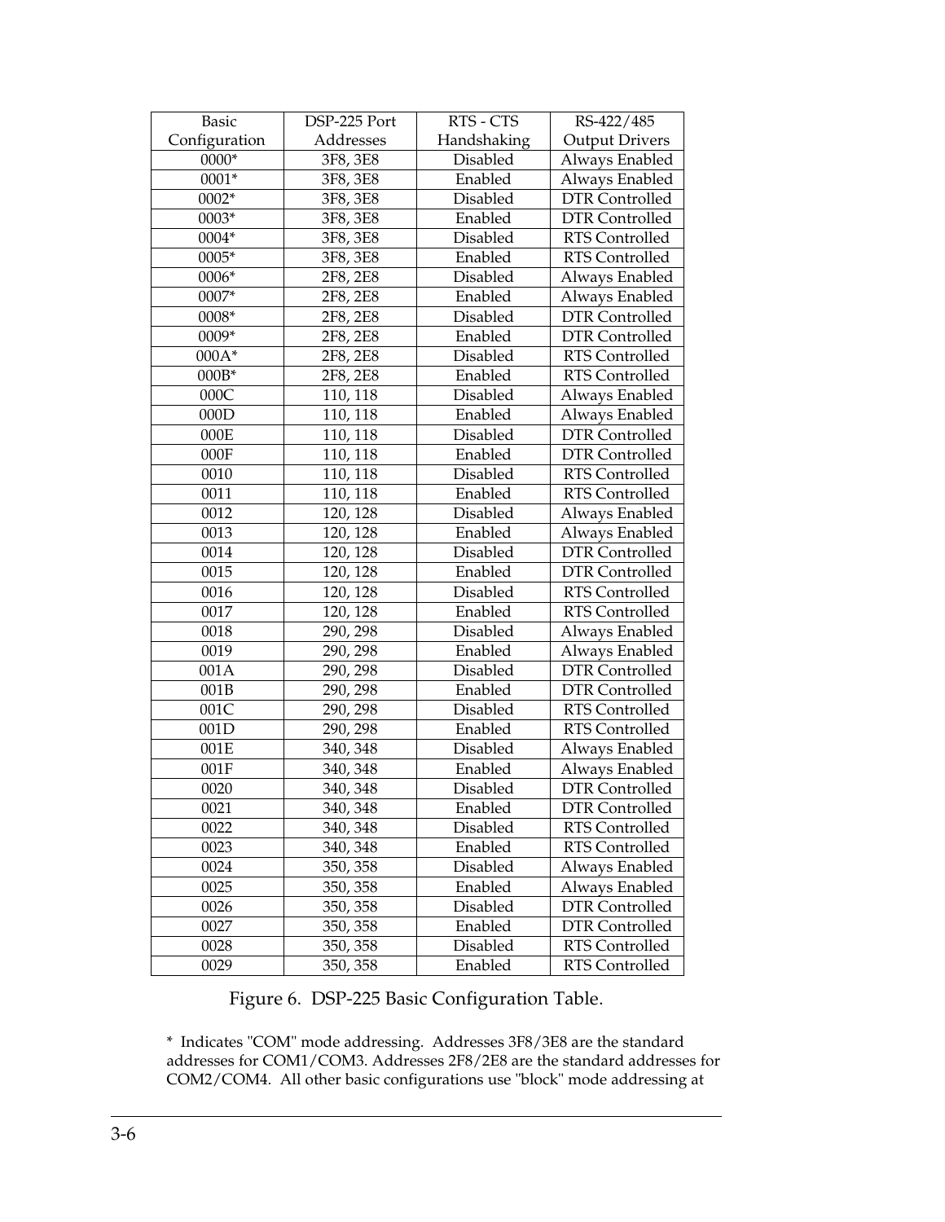| Basic Configuration | DSP-225 Port Addresses | RTS - CTS Handshaking | RS-422/485 Output Drivers |
|---|---|---|---|
| 0000* | 3F8, 3E8 | Disabled | Always Enabled |
| 0001* | 3F8, 3E8 | Enabled | Always Enabled |
| 0002* | 3F8, 3E8 | Disabled | DTR Controlled |
| 0003* | 3F8, 3E8 | Enabled | DTR Controlled |
| 0004* | 3F8, 3E8 | Disabled | RTS Controlled |
| 0005* | 3F8, 3E8 | Enabled | RTS Controlled |
| 0006* | 2F8, 2E8 | Disabled | Always Enabled |
| 0007* | 2F8, 2E8 | Enabled | Always Enabled |
| 0008* | 2F8, 2E8 | Disabled | DTR Controlled |
| 0009* | 2F8, 2E8 | Enabled | DTR Controlled |
| 000A* | 2F8, 2E8 | Disabled | RTS Controlled |
| 000B* | 2F8, 2E8 | Enabled | RTS Controlled |
| 000C | 110, 118 | Disabled | Always Enabled |
| 000D | 110, 118 | Enabled | Always Enabled |
| 000E | 110, 118 | Disabled | DTR Controlled |
| 000F | 110, 118 | Enabled | DTR Controlled |
| 0010 | 110, 118 | Disabled | RTS Controlled |
| 0011 | 110, 118 | Enabled | RTS Controlled |
| 0012 | 120, 128 | Disabled | Always Enabled |
| 0013 | 120, 128 | Enabled | Always Enabled |
| 0014 | 120, 128 | Disabled | DTR Controlled |
| 0015 | 120, 128 | Enabled | DTR Controlled |
| 0016 | 120, 128 | Disabled | RTS Controlled |
| 0017 | 120, 128 | Enabled | RTS Controlled |
| 0018 | 290, 298 | Disabled | Always Enabled |
| 0019 | 290, 298 | Enabled | Always Enabled |
| 001A | 290, 298 | Disabled | DTR Controlled |
| 001B | 290, 298 | Enabled | DTR Controlled |
| 001C | 290, 298 | Disabled | RTS Controlled |
| 001D | 290, 298 | Enabled | RTS Controlled |
| 001E | 340, 348 | Disabled | Always Enabled |
| 001F | 340, 348 | Enabled | Always Enabled |
| 0020 | 340, 348 | Disabled | DTR Controlled |
| 0021 | 340, 348 | Enabled | DTR Controlled |
| 0022 | 340, 348 | Disabled | RTS Controlled |
| 0023 | 340, 348 | Enabled | RTS Controlled |
| 0024 | 350, 358 | Disabled | Always Enabled |
| 0025 | 350, 358 | Enabled | Always Enabled |
| 0026 | 350, 358 | Disabled | DTR Controlled |
| 0027 | 350, 358 | Enabled | DTR Controlled |
| 0028 | 350, 358 | Disabled | RTS Controlled |
| 0029 | 350, 358 | Enabled | RTS Controlled |

Figure 6. DSP-225 Basic Configuration Table.

* Indicates "COM" mode addressing. Addresses 3F8/3E8 are the standard addresses for COM1/COM3. Addresses 2F8/2E8 are the standard addresses for COM2/COM4. All other basic configurations use "block" mode addressing at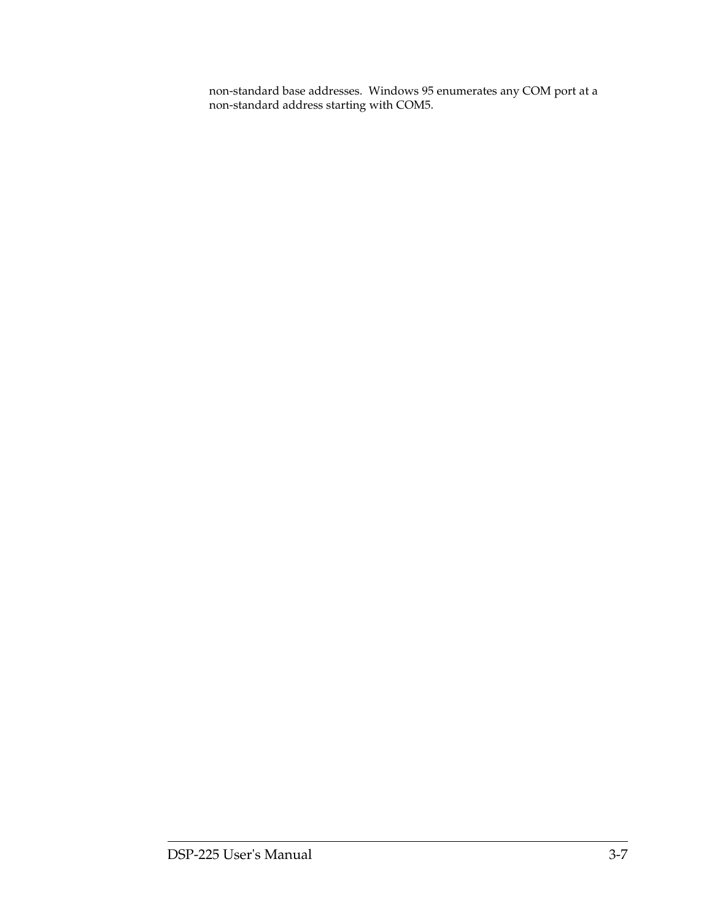non-standard base addresses.  Windows 95 enumerates any COM port at a non-standard address starting with COM5.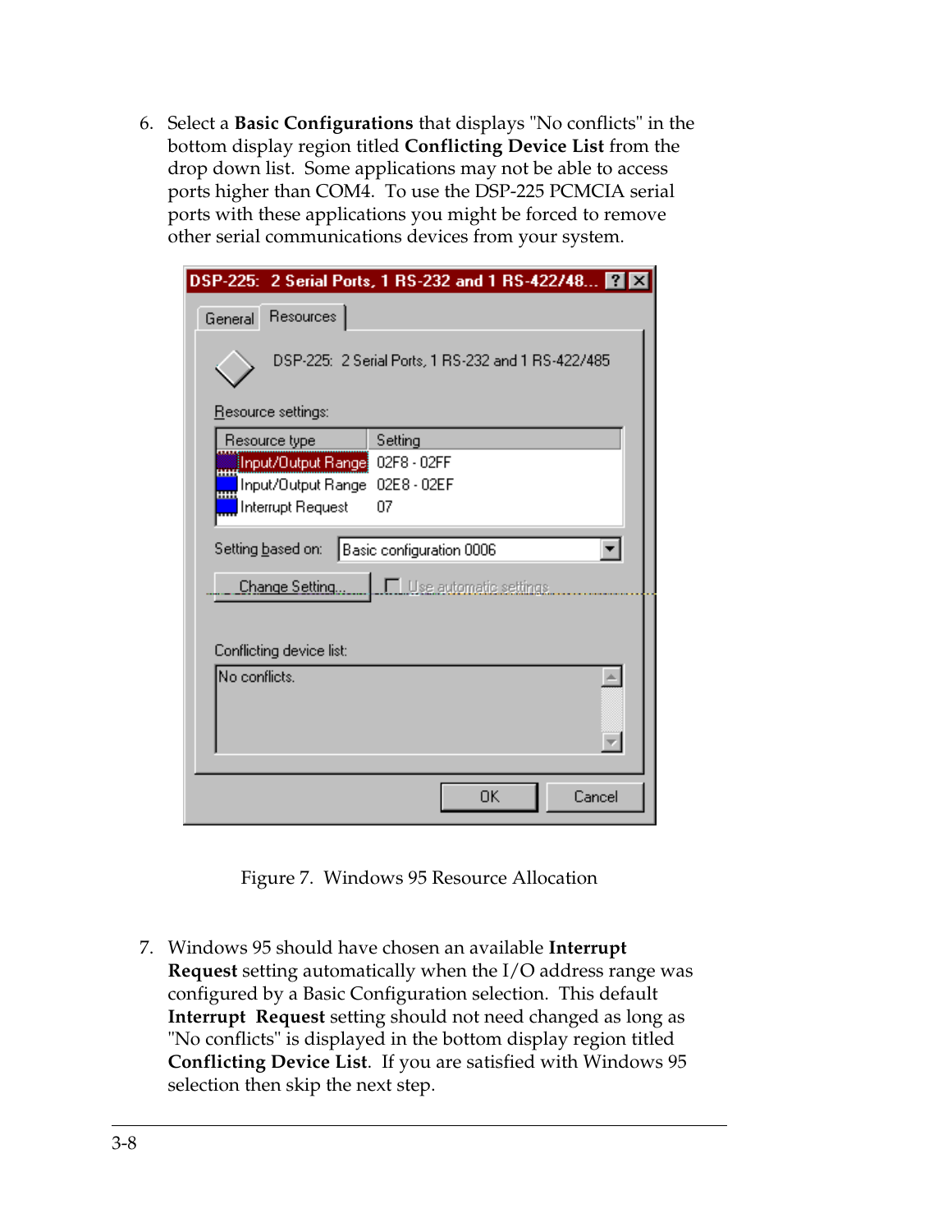6. Select a **Basic Configurations** that displays "No conflicts" in the bottom display region titled **Conflicting Device List** from the drop down list. Some applications may not be able to access ports higher than COM4. To use the DSP-225 PCMCIA serial ports with these applications you might be forced to remove other serial communications devices from your system.

Figure 7. Windows 95 Resource Allocation

7. Windows 95 should have chosen an available **Interrupt Request** setting automatically when the I/O address range was configured by a Basic Configuration selection. This default **Interrupt Request** setting should not need changed as long as "No conflicts" is displayed in the bottom display region titled **Conflicting Device List**. If you are satisfied with Windows 95 selection then skip the next step.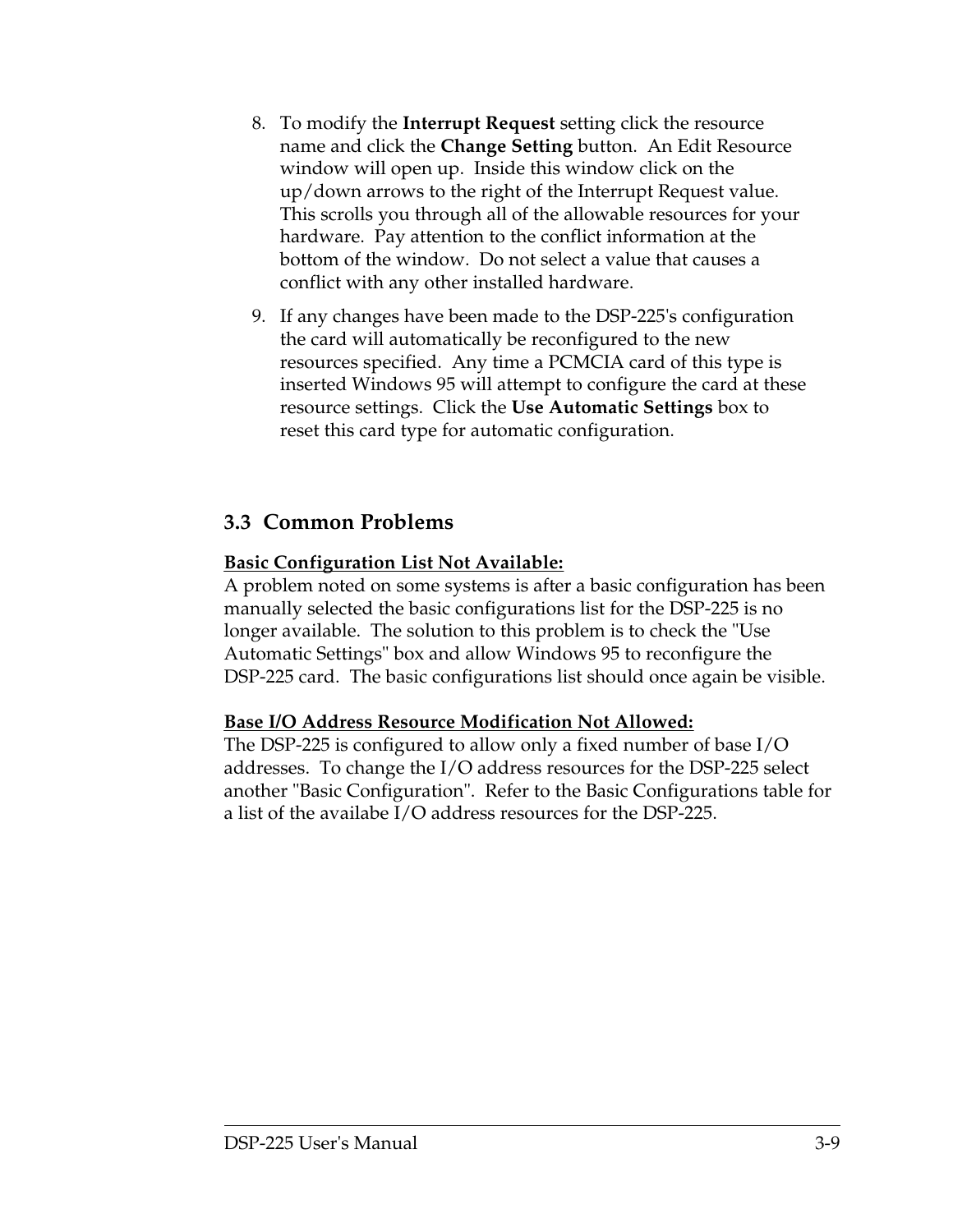8. To modify the **Interrupt Request** setting click the resource name and click the **Change Setting** button. An Edit Resource window will open up. Inside this window click on the up/down arrows to the right of the Interrupt Request value. This scrolls you through all of the allowable resources for your hardware. Pay attention to the conflict information at the bottom of the window. Do not select a value that causes a conflict with any other installed hardware.
9. If any changes have been made to the DSP-225's configuration the card will automatically be reconfigured to the new resources specified. Any time a PCMCIA card of this type is inserted Windows 95 will attempt to configure the card at these resource settings. Click the **Use Automatic Settings** box to reset this card type for automatic configuration.

## 3.3 Common Problems

**Basic Configuration List Not Available:**
A problem noted on some systems is after a basic configuration has been manually selected the basic configurations list for the DSP-225 is no longer available. The solution to this problem is to check the "Use Automatic Settings" box and allow Windows 95 to reconfigure the DSP-225 card. The basic configurations list should once again be visible.

**Base I/O Address Resource Modification Not Allowed:**
The DSP-225 is configured to allow only a fixed number of base I/O addresses. To change the I/O address resources for the DSP-225 select another "Basic Configuration". Refer to the Basic Configurations table for a list of the availabe I/O address resources for the DSP-225.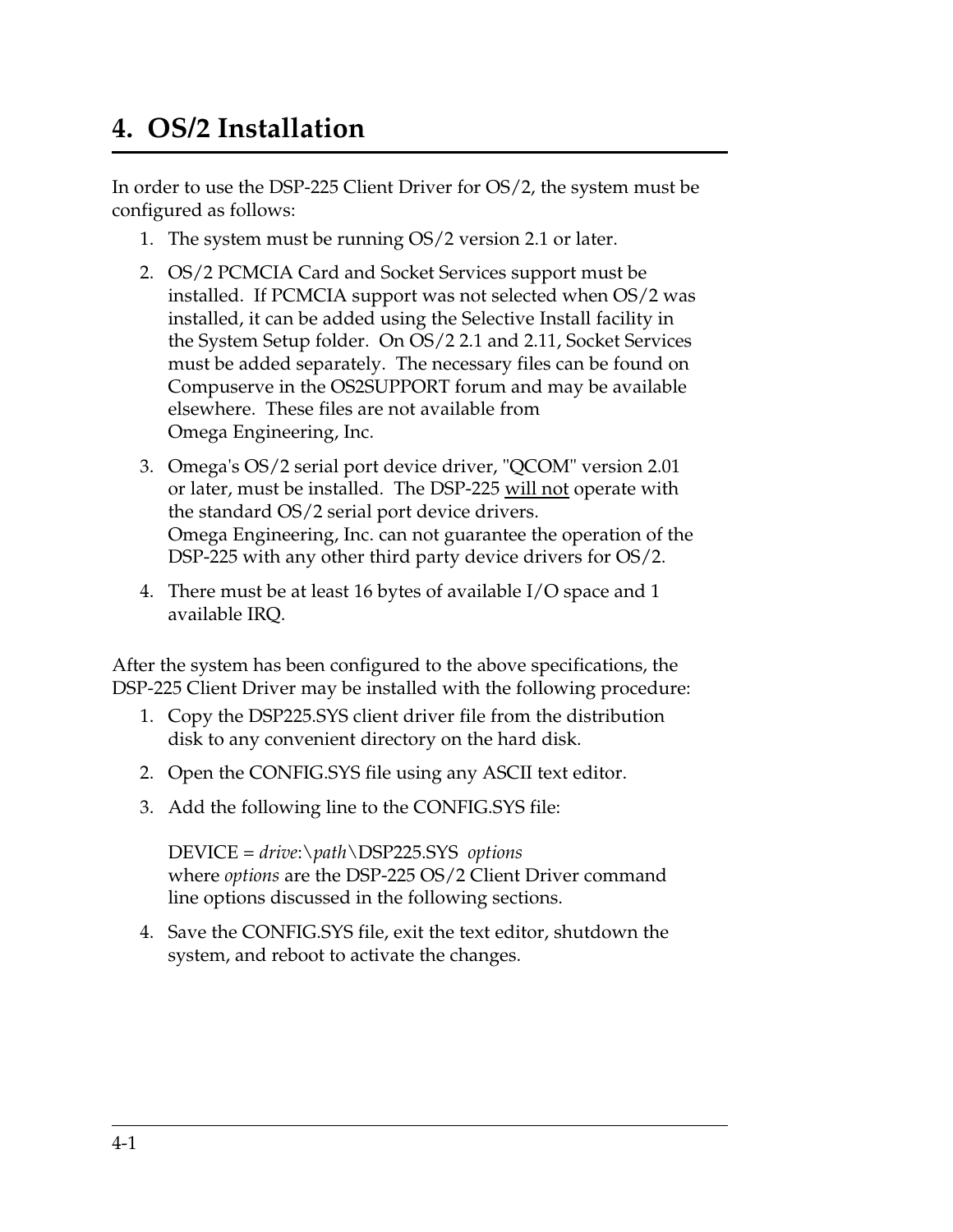# 4. OS/2 Installation

In order to use the DSP-225 Client Driver for OS/2, the system must be configured as follows:

1. The system must be running OS/2 version 2.1 or later.
2. OS/2 PCMCIA Card and Socket Services support must be installed. If PCMCIA support was not selected when OS/2 was installed, it can be added using the Selective Install facility in the System Setup folder. On OS/2 2.1 and 2.11, Socket Services must be added separately. The necessary files can be found on Compuserve in the OS2SUPPORT forum and may be available elsewhere. These files are not available from Omega Engineering, Inc.
3. Omega's OS/2 serial port device driver, "QCOM" version 2.01 or later, must be installed. The DSP-225 <u>will not</u> operate with the standard OS/2 serial port device drivers. Omega Engineering, Inc. can not guarantee the operation of the DSP-225 with any other third party device drivers for OS/2.
4. There must be at least 16 bytes of available I/O space and 1 available IRQ.

After the system has been configured to the above specifications, the DSP-225 Client Driver may be installed with the following procedure:

1. Copy the DSP225.SYS client driver file from the distribution disk to any convenient directory on the hard disk.
2. Open the CONFIG.SYS file using any ASCII text editor.
3. Add the following line to the CONFIG.SYS file:

   DEVICE = *drive*:\\*path*\\DSP225.SYS *options*
   where *options* are the DSP-225 OS/2 Client Driver command line options discussed in the following sections.
4. Save the CONFIG.SYS file, exit the text editor, shutdown the system, and reboot to activate the changes.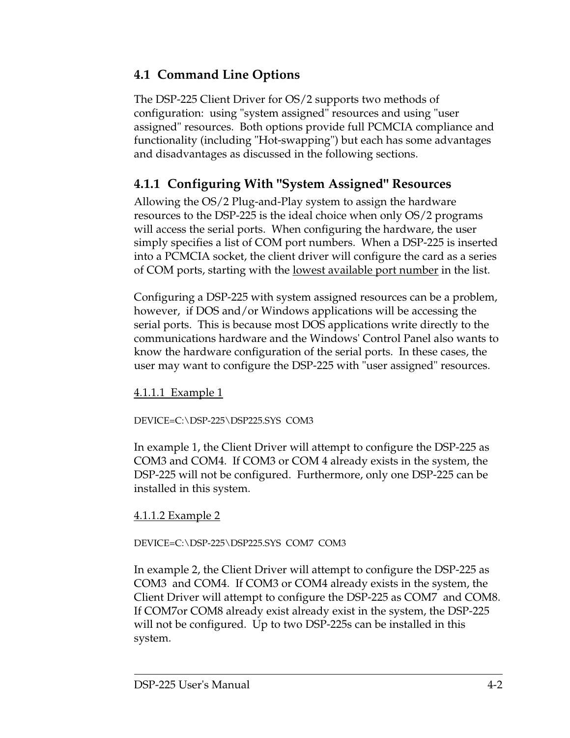## 4.1 Command Line Options

The DSP-225 Client Driver for OS/2 supports two methods of configuration: using "system assigned" resources and using "user assigned" resources. Both options provide full PCMCIA compliance and functionality (including "Hot-swapping") but each has some advantages and disadvantages as discussed in the following sections.

### 4.1.1 Configuring With "System Assigned" Resources

Allowing the OS/2 Plug-and-Play system to assign the hardware resources to the DSP-225 is the ideal choice when only OS/2 programs will access the serial ports. When configuring the hardware, the user simply specifies a list of COM port numbers. When a DSP-225 is inserted into a PCMCIA socket, the client driver will configure the card as a series of COM ports, starting with the lowest available port number in the list.

Configuring a DSP-225 with system assigned resources can be a problem, however, if DOS and/or Windows applications will be accessing the serial ports. This is because most DOS applications write directly to the communications hardware and the Windows' Control Panel also wants to know the hardware configuration of the serial ports. In these cases, the user may want to configure the DSP-225 with "user assigned" resources.

#### 4.1.1.1 Example 1

```
DEVICE=C:\DSP-225\DSP225.SYS  COM3
```

In example 1, the Client Driver will attempt to configure the DSP-225 as COM3 and COM4. If COM3 or COM 4 already exists in the system, the DSP-225 will not be configured. Furthermore, only one DSP-225 can be installed in this system.

#### 4.1.1.2 Example 2

```
DEVICE=C:\DSP-225\DSP225.SYS  COM7  COM3
```

In example 2, the Client Driver will attempt to configure the DSP-225 as COM3 and COM4. If COM3 or COM4 already exists in the system, the Client Driver will attempt to configure the DSP-225 as COM7 and COM8. If COM7or COM8 already exist already exist in the system, the DSP-225 will not be configured. Up to two DSP-225s can be installed in this system.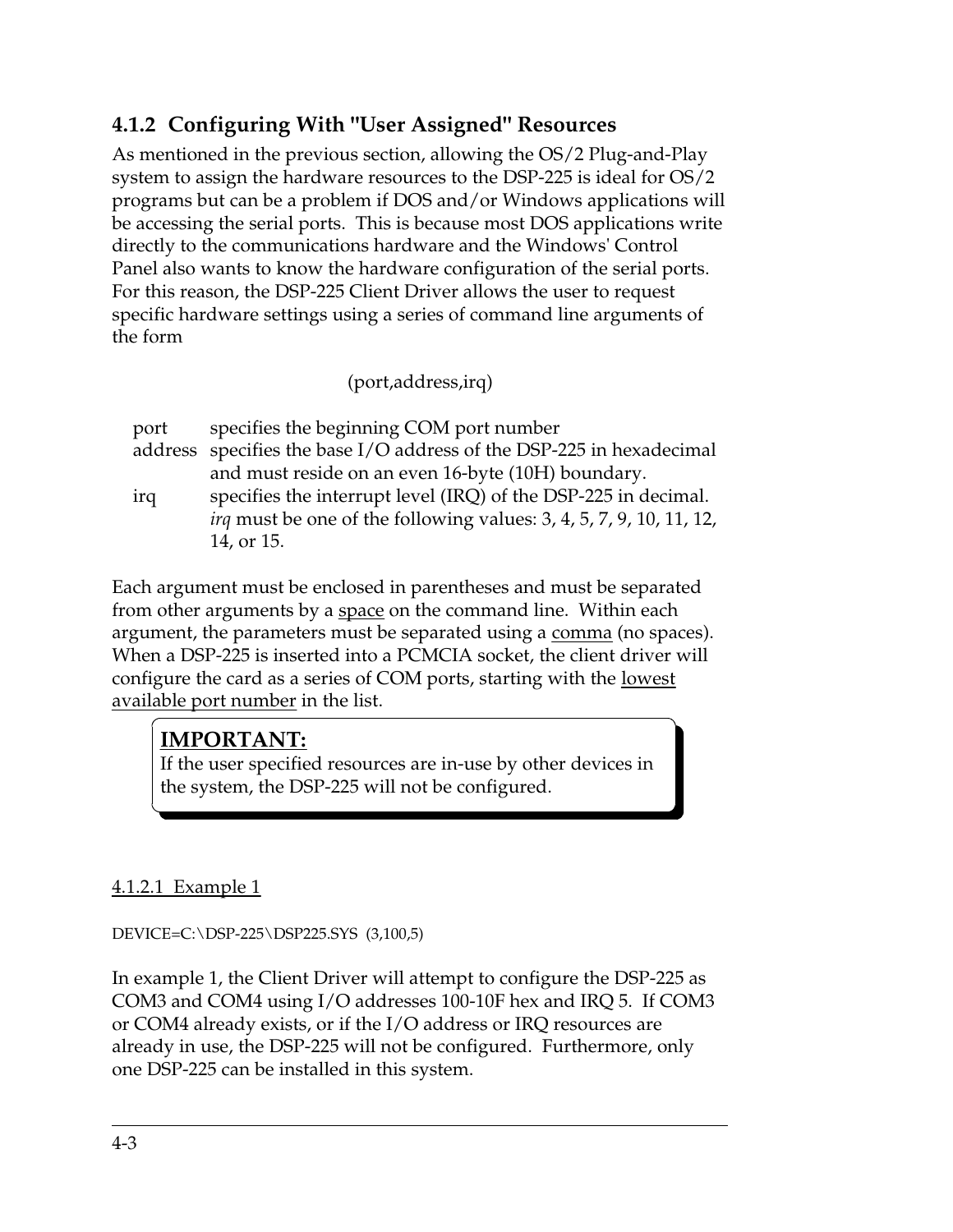### 4.1.2 Configuring With "User Assigned" Resources

As mentioned in the previous section, allowing the OS/2 Plug-and-Play system to assign the hardware resources to the DSP-225 is ideal for OS/2 programs but can be a problem if DOS and/or Windows applications will be accessing the serial ports. This is because most DOS applications write directly to the communications hardware and the Windows' Control Panel also wants to know the hardware configuration of the serial ports. For this reason, the DSP-225 Client Driver allows the user to request specific hardware settings using a series of command line arguments of the form

(port,address,irq)

| | |
|---|---|
| port | specifies the beginning COM port number |
| address | specifies the base I/O address of the DSP-225 in hexadecimal and must reside on an even 16-byte (10H) boundary. |
| irq | specifies the interrupt level (IRQ) of the DSP-225 in decimal. *irq* must be one of the following values: 3, 4, 5, 7, 9, 10, 11, 12, 14, or 15. |

Each argument must be enclosed in parentheses and must be separated from other arguments by a space on the command line. Within each argument, the parameters must be separated using a comma (no spaces). When a DSP-225 is inserted into a PCMCIA socket, the client driver will configure the card as a series of COM ports, starting with the lowest available port number in the list.

> **IMPORTANT:**
> If the user specified resources are in-use by other devices in the system, the DSP-225 will not be configured.

#### 4.1.2.1 Example 1

```
DEVICE=C:\DSP-225\DSP225.SYS  (3,100,5)
```

In example 1, the Client Driver will attempt to configure the DSP-225 as COM3 and COM4 using I/O addresses 100-10F hex and IRQ 5. If COM3 or COM4 already exists, or if the I/O address or IRQ resources are already in use, the DSP-225 will not be configured. Furthermore, only one DSP-225 can be installed in this system.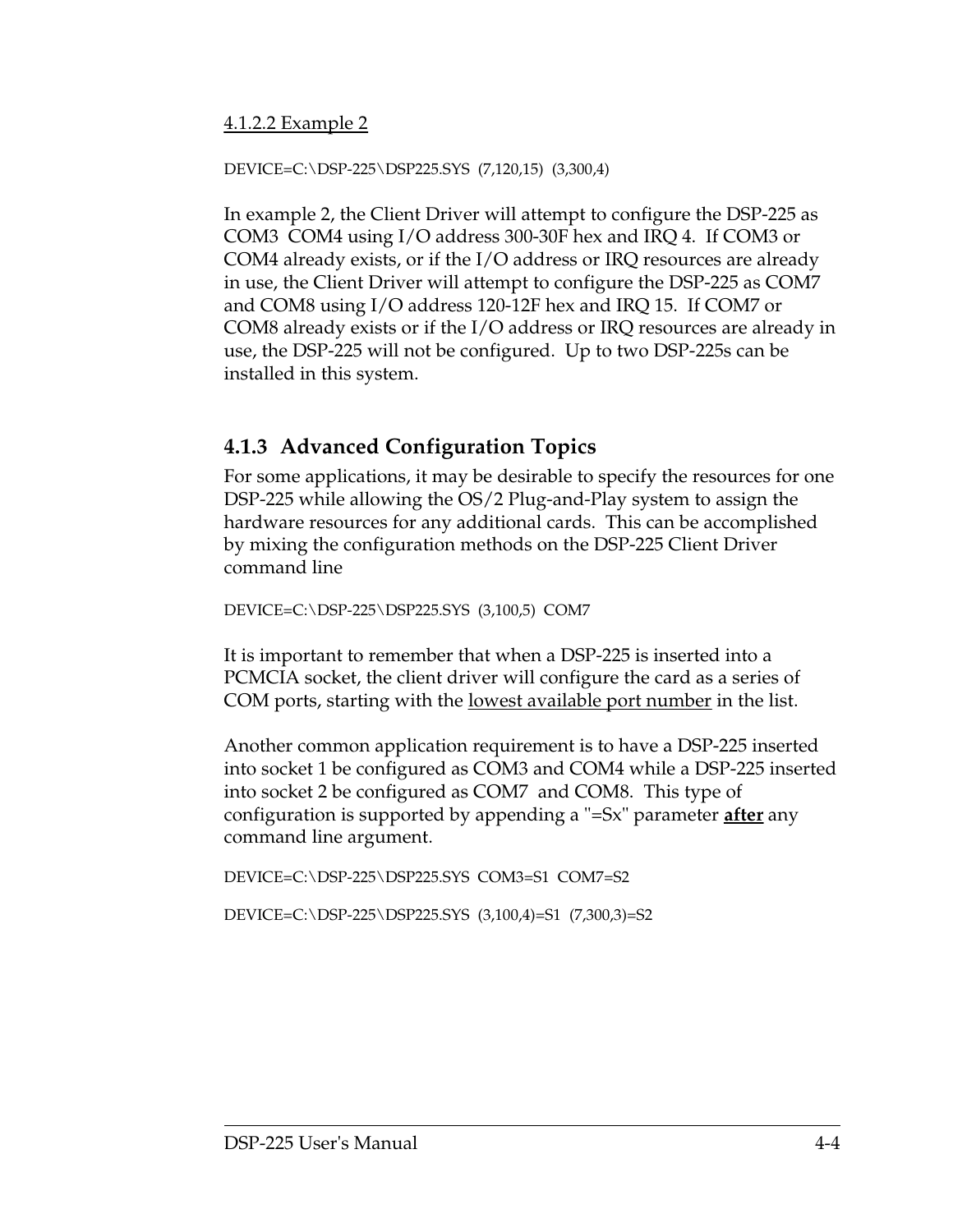4.1.2.2 Example 2

```
DEVICE=C:\DSP-225\DSP225.SYS  (7,120,15)  (3,300,4)
```

In example 2, the Client Driver will attempt to configure the DSP-225 as COM3  COM4 using I/O address 300-30F hex and IRQ 4.  If COM3 or COM4 already exists, or if the I/O address or IRQ resources are already in use, the Client Driver will attempt to configure the DSP-225 as COM7 and COM8 using I/O address 120-12F hex and IRQ 15.  If COM7 or COM8 already exists or if the I/O address or IRQ resources are already in use, the DSP-225 will not be configured.  Up to two DSP-225s can be installed in this system.

### 4.1.3 Advanced Configuration Topics

For some applications, it may be desirable to specify the resources for one DSP-225 while allowing the OS/2 Plug-and-Play system to assign the hardware resources for any additional cards.  This can be accomplished by mixing the configuration methods on the DSP-225 Client Driver command line

```
DEVICE=C:\DSP-225\DSP225.SYS  (3,100,5)  COM7
```

It is important to remember that when a DSP-225 is inserted into a PCMCIA socket, the client driver will configure the card as a series of COM ports, starting with the lowest available port number in the list.

Another common application requirement is to have a DSP-225 inserted into socket 1 be configured as COM3 and COM4 while a DSP-225 inserted into socket 2 be configured as COM7  and COM8.  This type of configuration is supported by appending a "=Sx" parameter **after** any command line argument.

```
DEVICE=C:\DSP-225\DSP225.SYS  COM3=S1  COM7=S2

DEVICE=C:\DSP-225\DSP225.SYS  (3,100,4)=S1  (7,300,3)=S2
```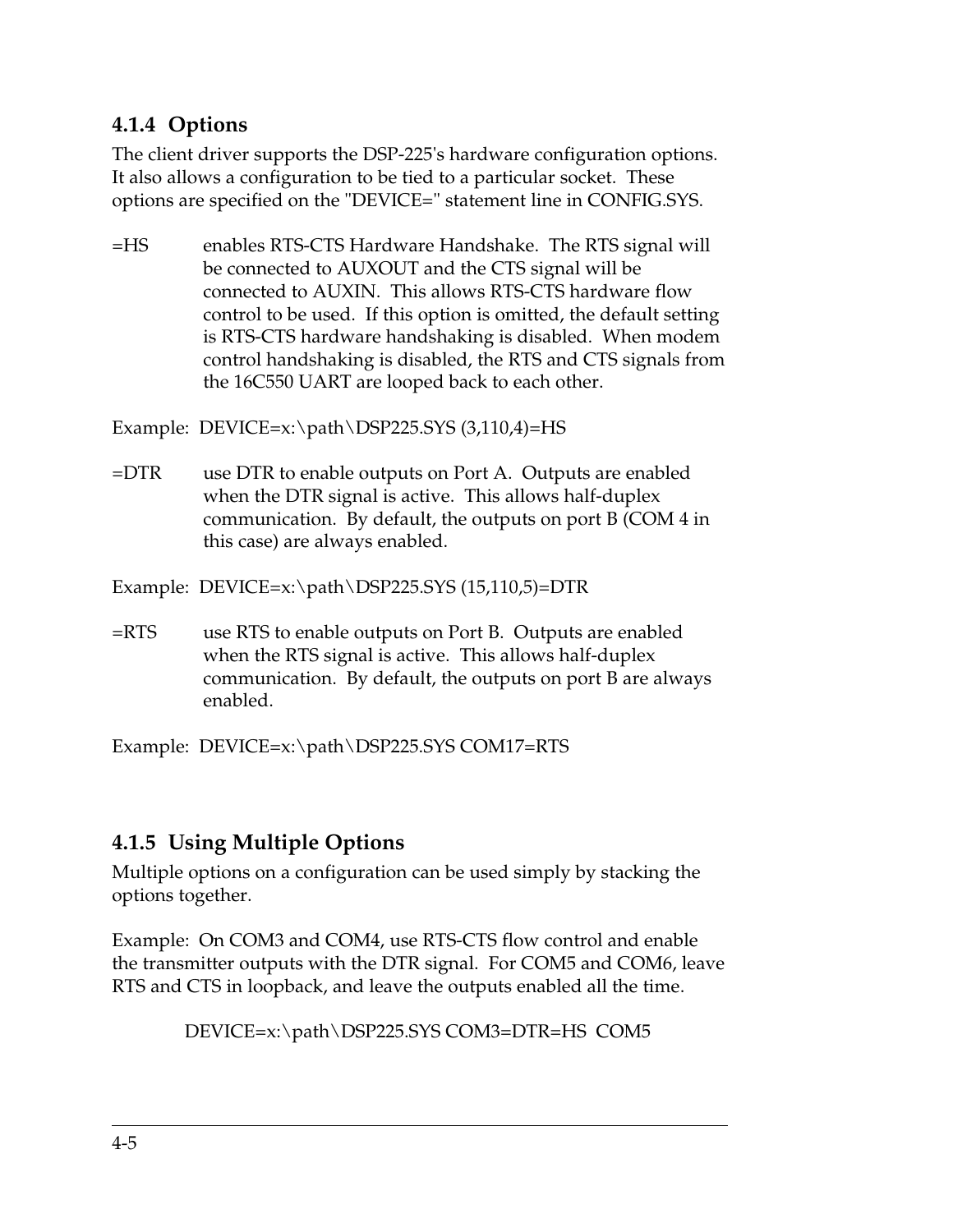### 4.1.4 Options

The client driver supports the DSP-225's hardware configuration options. It also allows a configuration to be tied to a particular socket. These options are specified on the "DEVICE=" statement line in CONFIG.SYS.

=HS enables RTS-CTS Hardware Handshake. The RTS signal will be connected to AUXOUT and the CTS signal will be connected to AUXIN. This allows RTS-CTS hardware flow control to be used. If this option is omitted, the default setting is RTS-CTS hardware handshaking is disabled. When modem control handshaking is disabled, the RTS and CTS signals from the 16C550 UART are looped back to each other.

Example: DEVICE=x:\path\DSP225.SYS (3,110,4)=HS

=DTR use DTR to enable outputs on Port A. Outputs are enabled when the DTR signal is active. This allows half-duplex communication. By default, the outputs on port B (COM 4 in this case) are always enabled.

Example: DEVICE=x:\path\DSP225.SYS (15,110,5)=DTR

=RTS use RTS to enable outputs on Port B. Outputs are enabled when the RTS signal is active. This allows half-duplex communication. By default, the outputs on port B are always enabled.

Example: DEVICE=x:\path\DSP225.SYS COM17=RTS

### 4.1.5 Using Multiple Options

Multiple options on a configuration can be used simply by stacking the options together.

Example: On COM3 and COM4, use RTS-CTS flow control and enable the transmitter outputs with the DTR signal. For COM5 and COM6, leave RTS and CTS in loopback, and leave the outputs enabled all the time.

```
DEVICE=x:\path\DSP225.SYS COM3=DTR=HS  COM5
```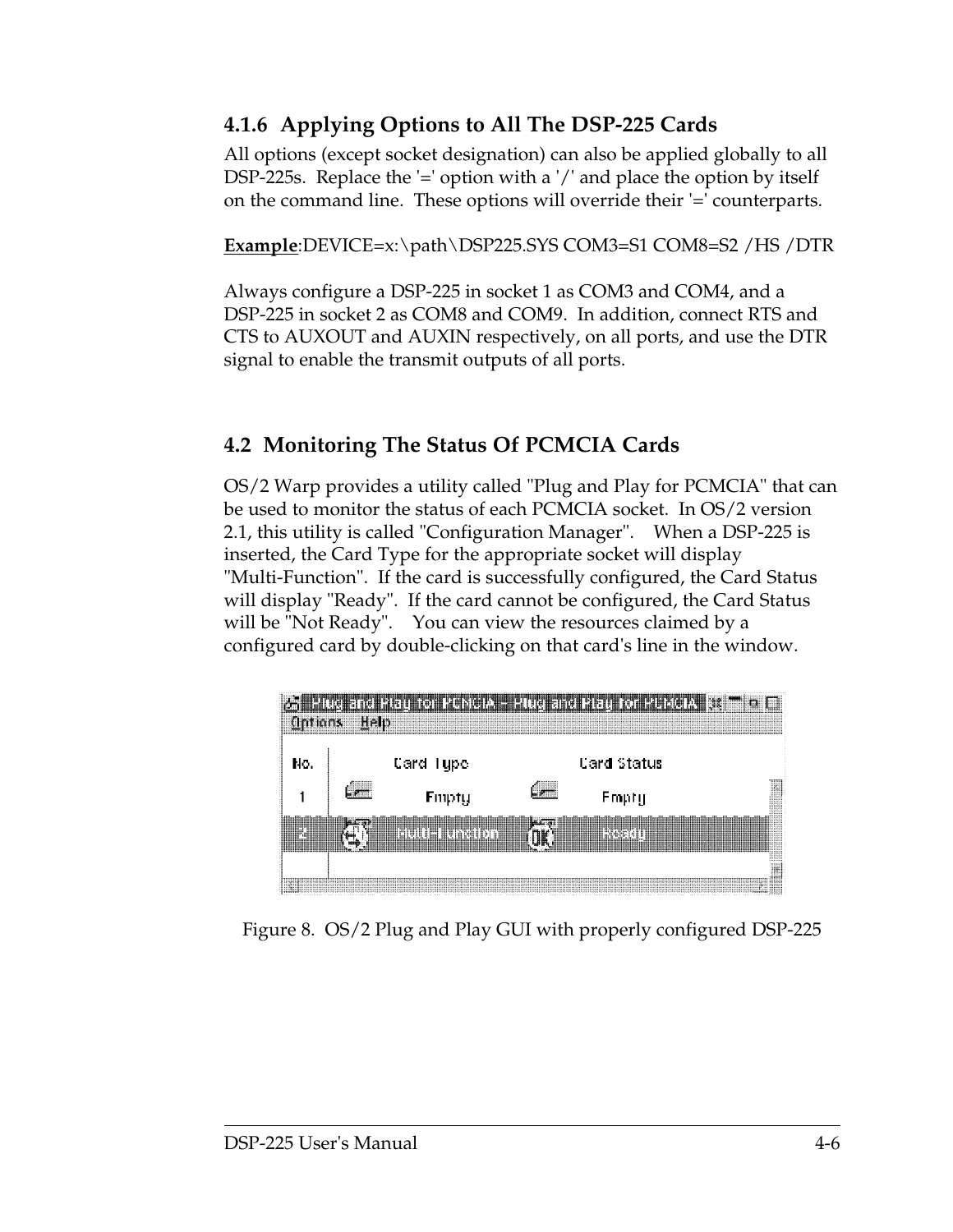### 4.1.6 Applying Options to All The DSP-225 Cards

All options (except socket designation) can also be applied globally to all DSP-225s. Replace the '=' option with a '/' and place the option by itself on the command line. These options will override their '=' counterparts.

**Example**:DEVICE=x:\path\DSP225.SYS COM3=S1 COM8=S2 /HS /DTR

Always configure a DSP-225 in socket 1 as COM3 and COM4, and a DSP-225 in socket 2 as COM8 and COM9. In addition, connect RTS and CTS to AUXOUT and AUXIN respectively, on all ports, and use the DTR signal to enable the transmit outputs of all ports.

## 4.2 Monitoring The Status Of PCMCIA Cards

OS/2 Warp provides a utility called "Plug and Play for PCMCIA" that can be used to monitor the status of each PCMCIA socket. In OS/2 version 2.1, this utility is called "Configuration Manager". When a DSP-225 is inserted, the Card Type for the appropriate socket will display "Multi-Function". If the card is successfully configured, the Card Status will display "Ready". If the card cannot be configured, the Card Status will be "Not Ready". You can view the resources claimed by a configured card by double-clicking on that card's line in the window.

Figure 8. OS/2 Plug and Play GUI with properly configured DSP-225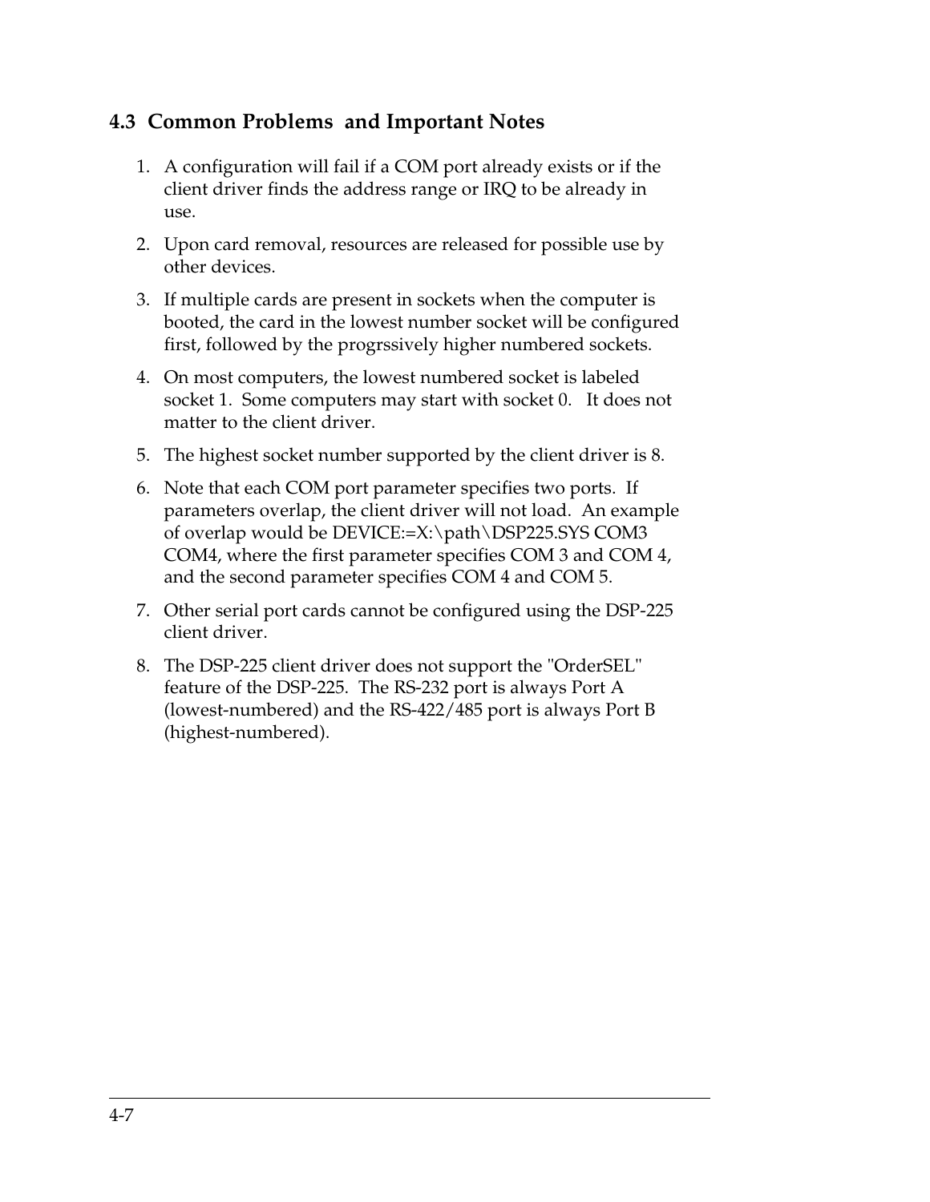## 4.3 Common Problems and Important Notes

1. A configuration will fail if a COM port already exists or if the client driver finds the address range or IRQ to be already in use.
2. Upon card removal, resources are released for possible use by other devices.
3. If multiple cards are present in sockets when the computer is booted, the card in the lowest number socket will be configured first, followed by the progrssively higher numbered sockets.
4. On most computers, the lowest numbered socket is labeled socket 1. Some computers may start with socket 0. It does not matter to the client driver.
5. The highest socket number supported by the client driver is 8.
6. Note that each COM port parameter specifies two ports. If parameters overlap, the client driver will not load. An example of overlap would be DEVICE:=X:\path\DSP225.SYS COM3 COM4, where the first parameter specifies COM 3 and COM 4, and the second parameter specifies COM 4 and COM 5.
7. Other serial port cards cannot be configured using the DSP-225 client driver.
8. The DSP-225 client driver does not support the "OrderSEL" feature of the DSP-225. The RS-232 port is always Port A (lowest-numbered) and the RS-422/485 port is always Port B (highest-numbered).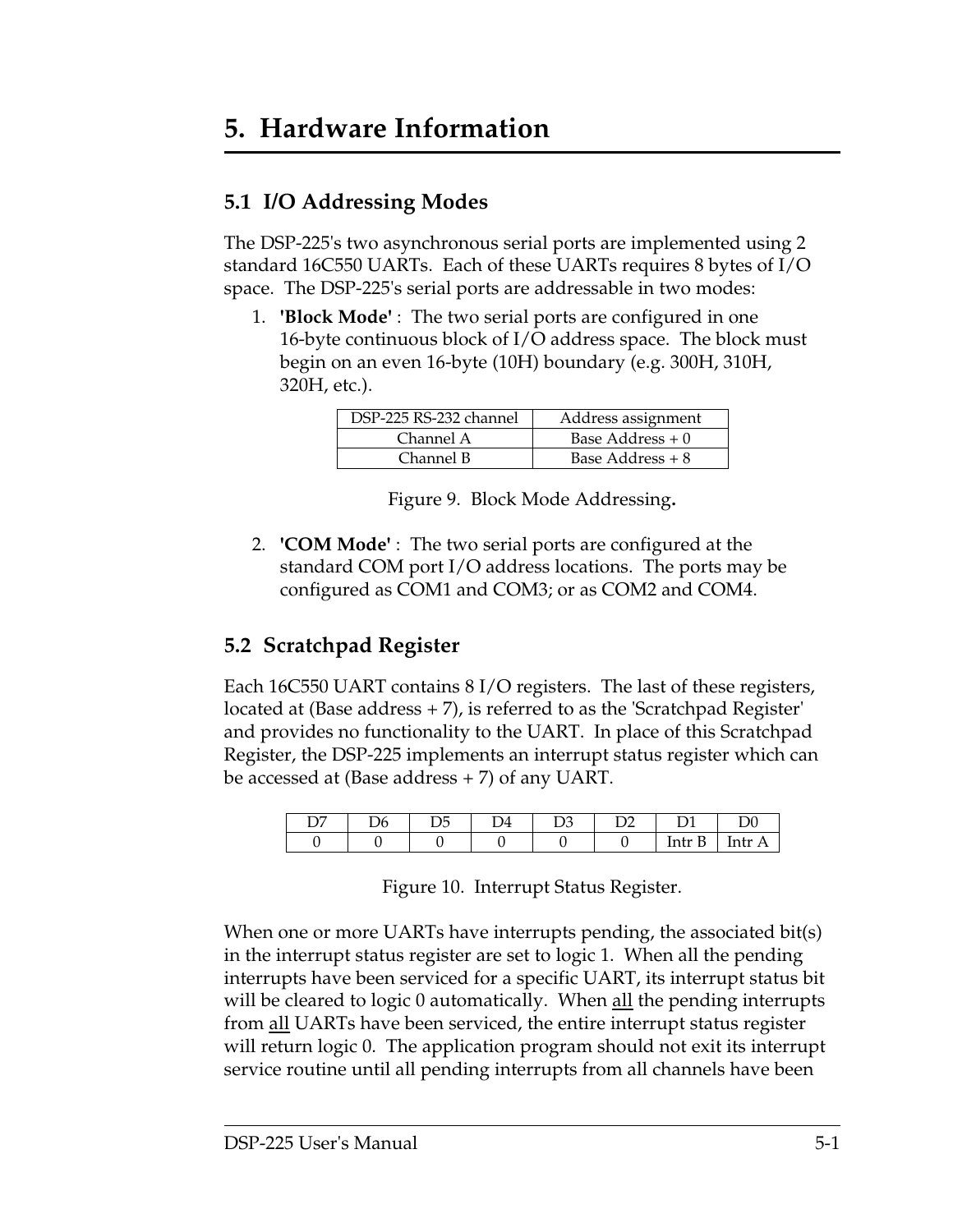# 5. Hardware Information

## 5.1 I/O Addressing Modes

The DSP-225's two asynchronous serial ports are implemented using 2 standard 16C550 UARTs. Each of these UARTs requires 8 bytes of I/O space. The DSP-225's serial ports are addressable in two modes:

1. **'Block Mode'** : The two serial ports are configured in one 16-byte continuous block of I/O address space. The block must begin on an even 16-byte (10H) boundary (e.g. 300H, 310H, 320H, etc.).

| DSP-225 RS-232 channel | Address assignment |
|---|---|
| Channel A | Base Address + 0 |
| Channel B | Base Address + 8 |

Figure 9. Block Mode Addressing**.**

2. **'COM Mode'** : The two serial ports are configured at the standard COM port I/O address locations. The ports may be configured as COM1 and COM3; or as COM2 and COM4.

## 5.2 Scratchpad Register

Each 16C550 UART contains 8 I/O registers. The last of these registers, located at (Base address + 7), is referred to as the 'Scratchpad Register' and provides no functionality to the UART. In place of this Scratchpad Register, the DSP-225 implements an interrupt status register which can be accessed at (Base address + 7) of any UART.

| D7 | D6 | D5 | D4 | D3 | D2 | D1 | D0 |
|---|---|---|---|---|---|---|---|
| 0 | 0 | 0 | 0 | 0 | 0 | Intr B | Intr A |

Figure 10. Interrupt Status Register.

When one or more UARTs have interrupts pending, the associated bit(s) in the interrupt status register are set to logic 1. When all the pending interrupts have been serviced for a specific UART, its interrupt status bit will be cleared to logic 0 automatically. When <u>all</u> the pending interrupts from <u>all</u> UARTs have been serviced, the entire interrupt status register will return logic 0. The application program should not exit its interrupt service routine until all pending interrupts from all channels have been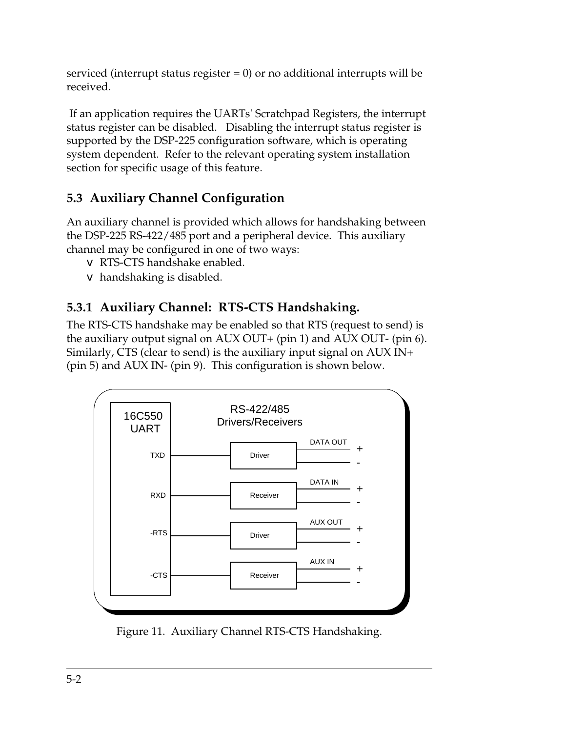serviced (interrupt status register = 0) or no additional interrupts will be received.

If an application requires the UARTs' Scratchpad Registers, the interrupt status register can be disabled. Disabling the interrupt status register is supported by the DSP-225 configuration software, which is operating system dependent. Refer to the relevant operating system installation section for specific usage of this feature.

## 5.3 Auxiliary Channel Configuration

An auxiliary channel is provided which allows for handshaking between the DSP-225 RS-422/485 port and a peripheral device. This auxiliary channel may be configured in one of two ways:

- RTS-CTS handshake enabled.
- handshaking is disabled.

### 5.3.1 Auxiliary Channel: RTS-CTS Handshaking.

The RTS-CTS handshake may be enabled so that RTS (request to send) is the auxiliary output signal on AUX OUT+ (pin 1) and AUX OUT- (pin 6). Similarly, CTS (clear to send) is the auxiliary input signal on AUX IN+ (pin 5) and AUX IN- (pin 9). This configuration is shown below.

16C550 UART

RS-422/485 Drivers/Receivers

TXD — Driver — DATA OUT + -

RXD — Receiver — DATA IN + -

-RTS — Driver — AUX OUT + -

-CTS — Receiver — AUX IN + -

Figure 11. Auxiliary Channel RTS-CTS Handshaking.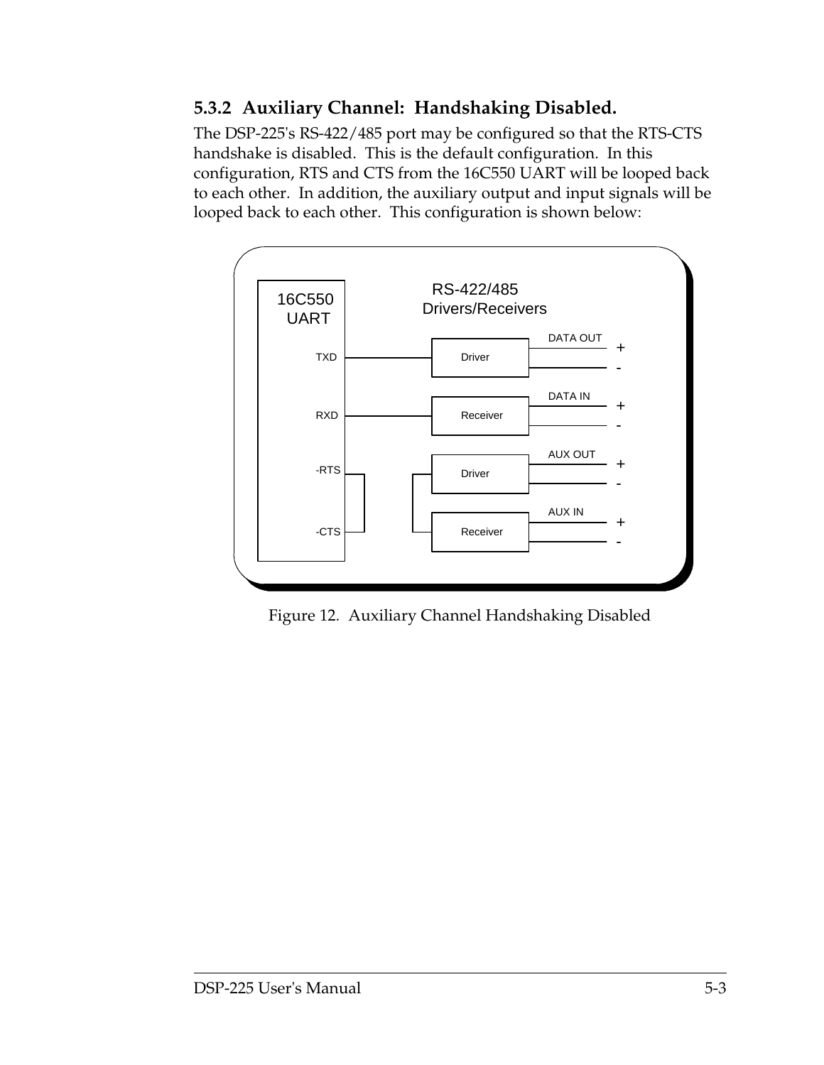### 5.3.2 Auxiliary Channel: Handshaking Disabled.

The DSP-225's RS-422/485 port may be configured so that the RTS-CTS handshake is disabled. This is the default configuration. In this configuration, RTS and CTS from the 16C550 UART will be looped back to each other. In addition, the auxiliary output and input signals will be looped back to each other. This configuration is shown below:

Figure 12. Auxiliary Channel Handshaking Disabled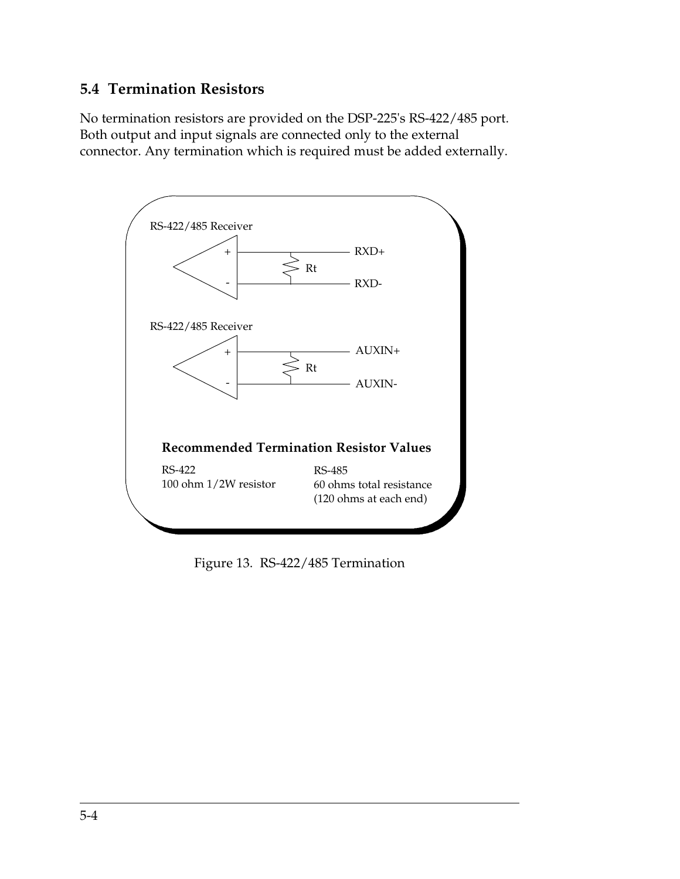## 5.4 Termination Resistors

No termination resistors are provided on the DSP-225's RS-422/485 port. Both output and input signals are connected only to the external connector. Any termination which is required must be added externally.

RS-422/485 Receiver

RXD+

Rt

RXD-

RS-422/485 Receiver

AUXIN+

Rt

AUXIN-

**Recommended Termination Resistor Values**

| RS-422 | RS-485 |
|---|---|
| 100 ohm 1/2W resistor | 60 ohms total resistance (120 ohms at each end) |

Figure 13. RS-422/485 Termination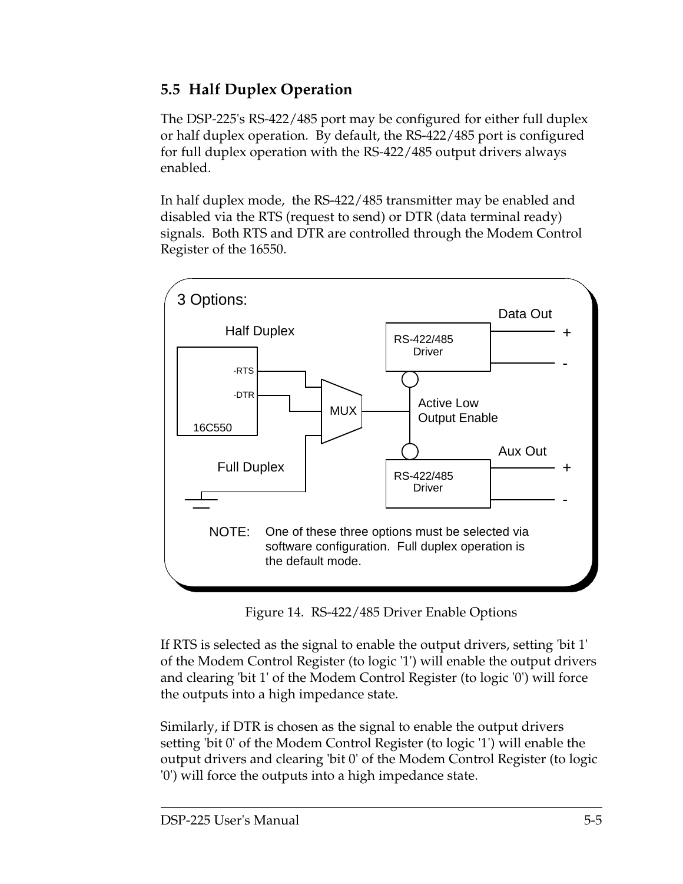## 5.5 Half Duplex Operation

The DSP-225's RS-422/485 port may be configured for either full duplex or half duplex operation. By default, the RS-422/485 port is configured for full duplex operation with the RS-422/485 output drivers always enabled.

In half duplex mode, the RS-422/485 transmitter may be enabled and disabled via the RTS (request to send) or DTR (data terminal ready) signals. Both RTS and DTR are controlled through the Modem Control Register of the 16550.

3 Options:

Half Duplex

-RTS

-DTR

16C550

MUX

Full Duplex

RS-422/485 Driver

Data Out

+

-

Active Low Output Enable

RS-422/485 Driver

Aux Out

+

-

NOTE: One of these three options must be selected via software configuration. Full duplex operation is the default mode.

Figure 14. RS-422/485 Driver Enable Options

If RTS is selected as the signal to enable the output drivers, setting 'bit 1' of the Modem Control Register (to logic '1') will enable the output drivers and clearing 'bit 1' of the Modem Control Register (to logic '0') will force the outputs into a high impedance state.

Similarly, if DTR is chosen as the signal to enable the output drivers setting 'bit 0' of the Modem Control Register (to logic '1') will enable the output drivers and clearing 'bit 0' of the Modem Control Register (to logic '0') will force the outputs into a high impedance state.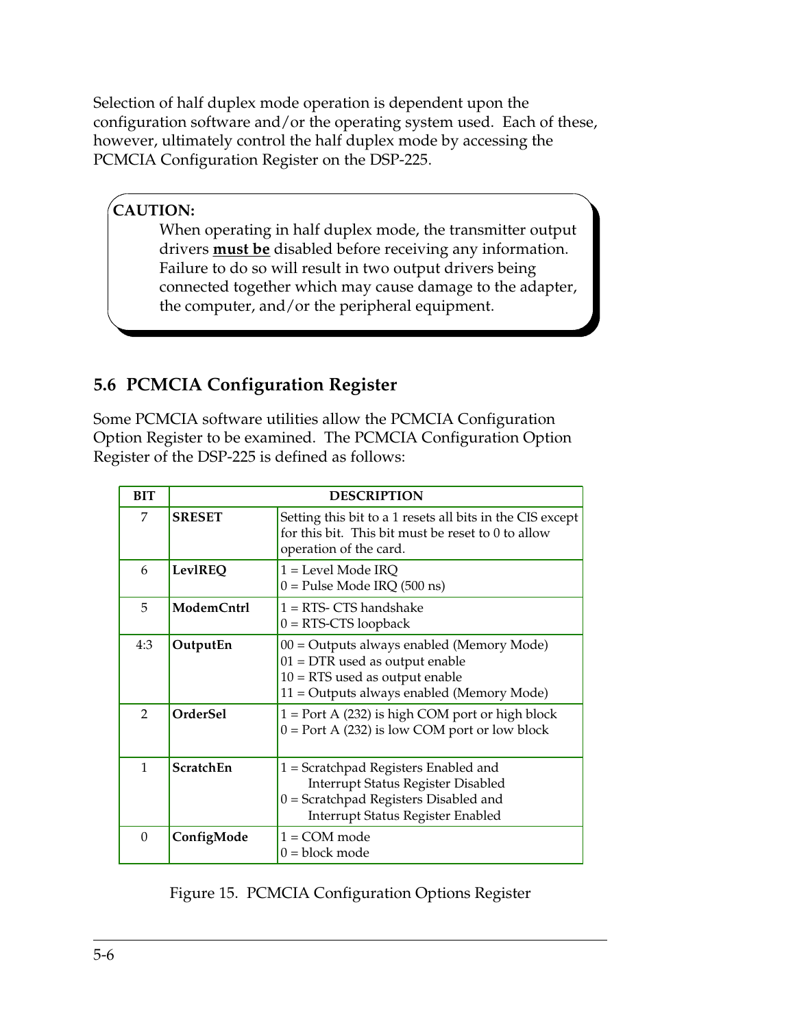Selection of half duplex mode operation is dependent upon the configuration software and/or the operating system used. Each of these, however, ultimately control the half duplex mode by accessing the PCMCIA Configuration Register on the DSP-225.

> **CAUTION:**
> When operating in half duplex mode, the transmitter output drivers **<u>must be</u>** disabled before receiving any information. Failure to do so will result in two output drivers being connected together which may cause damage to the adapter, the computer, and/or the peripheral equipment.

## 5.6 PCMCIA Configuration Register

Some PCMCIA software utilities allow the PCMCIA Configuration Option Register to be examined. The PCMCIA Configuration Option Register of the DSP-225 is defined as follows:

| BIT | DESCRIPTION | |
|---|---|---|
| 7 | **SRESET** | Setting this bit to a 1 resets all bits in the CIS except for this bit. This bit must be reset to 0 to allow operation of the card. |
| 6 | **LevlREQ** | 1 = Level Mode IRQ<br>0 = Pulse Mode IRQ (500 ns) |
| 5 | **ModemCntrl** | 1 = RTS- CTS handshake<br>0 = RTS-CTS loopback |
| 4:3 | **OutputEn** | 00 = Outputs always enabled (Memory Mode)<br>01 = DTR used as output enable<br>10 = RTS used as output enable<br>11 = Outputs always enabled (Memory Mode) |
| 2 | **OrderSel** | 1 = Port A (232) is high COM port or high block<br>0 = Port A (232) is low COM port or low block |
| 1 | **ScratchEn** | 1 = Scratchpad Registers Enabled and Interrupt Status Register Disabled<br>0 = Scratchpad Registers Disabled and Interrupt Status Register Enabled |
| 0 | **ConfigMode** | 1 = COM mode<br>0 = block mode |

Figure 15. PCMCIA Configuration Options Register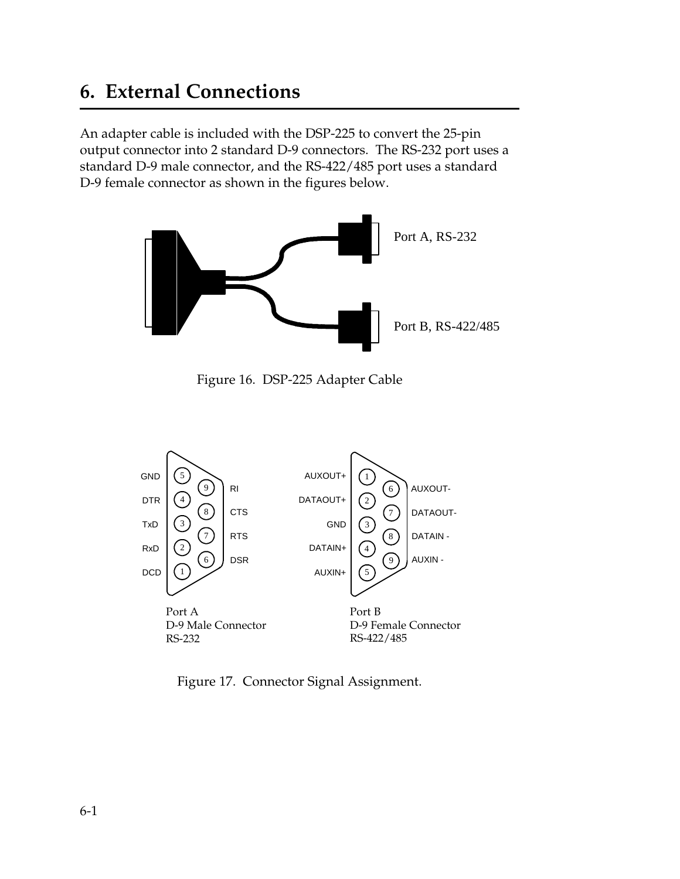# 6. External Connections

An adapter cable is included with the DSP-225 to convert the 25-pin output connector into 2 standard D-9 connectors. The RS-232 port uses a standard D-9 male connector, and the RS-422/485 port uses a standard D-9 female connector as shown in the figures below.

Port A, RS-232

Port B, RS-422/485

Figure 16. DSP-225 Adapter Cable

GND 5
DTR 4
TxD 3
RxD 2
DCD 1
9 RI
8 CTS
7 RTS
6 DSR

Port A
D-9 Male Connector
RS-232

AUXOUT+ 1
DATAOUT+ 2
GND 3
DATAIN+ 4
AUXIN+ 5
6 AUXOUT-
7 DATAOUT-
8 DATAIN -
9 AUXIN -

Port B
D-9 Female Connector
RS-422/485

Figure 17. Connector Signal Assignment.